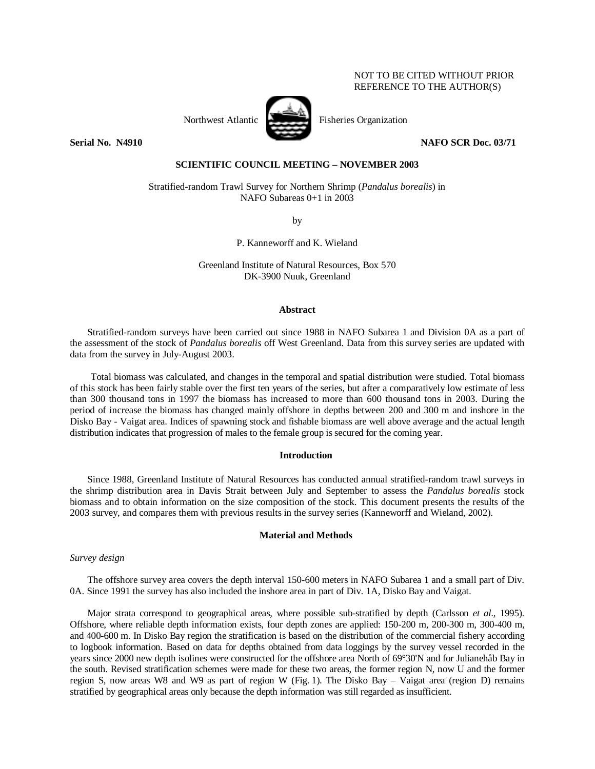NOT TO BE CITED WITHOUT PRIOR REFERENCE TO THE AUTHOR(S)

Northwest Atlantic Fisheries Organization

**Serial No. N4910** **NAFO SCR Doc. 03/71**

**SCIENTIFIC COUNCIL MEETING – NOVEMBER 2003**

Stratified-random Trawl Survey for Northern Shrimp (*Pandalus borealis*) in NAFO Subareas 0+1 in 2003

by

P. Kanneworff and K. Wieland

Greenland Institute of Natural Resources, Box 570
DK-3900 Nuuk, Greenland

## Abstract

Stratified-random surveys have been carried out since 1988 in NAFO Subarea 1 and Division 0A as a part of the assessment of the stock of *Pandalus borealis* off West Greenland. Data from this survey series are updated with data from the survey in July-August 2003.

Total biomass was calculated, and changes in the temporal and spatial distribution were studied. Total biomass of this stock has been fairly stable over the first ten years of the series, but after a comparatively low estimate of less than 300 thousand tons in 1997 the biomass has increased to more than 600 thousand tons in 2003. During the period of increase the biomass has changed mainly offshore in depths between 200 and 300 m and inshore in the Disko Bay - Vaigat area. Indices of spawning stock and fishable biomass are well above average and the actual length distribution indicates that progression of males to the female group is secured for the coming year.

## Introduction

Since 1988, Greenland Institute of Natural Resources has conducted annual stratified-random trawl surveys in the shrimp distribution area in Davis Strait between July and September to assess the *Pandalus borealis* stock biomass and to obtain information on the size composition of the stock. This document presents the results of the 2003 survey, and compares them with previous results in the survey series (Kanneworff and Wieland, 2002).

## Material and Methods

*Survey design*

The offshore survey area covers the depth interval 150-600 meters in NAFO Subarea 1 and a small part of Div. 0A. Since 1991 the survey has also included the inshore area in part of Div. 1A, Disko Bay and Vaigat.

Major strata correspond to geographical areas, where possible sub-stratified by depth (Carlsson *et al*., 1995). Offshore, where reliable depth information exists, four depth zones are applied: 150-200 m, 200-300 m, 300-400 m, and 400-600 m. In Disko Bay region the stratification is based on the distribution of the commercial fishery according to logbook information. Based on data for depths obtained from data loggings by the survey vessel recorded in the years since 2000 new depth isolines were constructed for the offshore area North of 69°30'N and for Julianehåb Bay in the south. Revised stratification schemes were made for these two areas, the former region N, now U and the former region S, now areas W8 and W9 as part of region W (Fig. 1). The Disko Bay – Vaigat area (region D) remains stratified by geographical areas only because the depth information was still regarded as insufficient.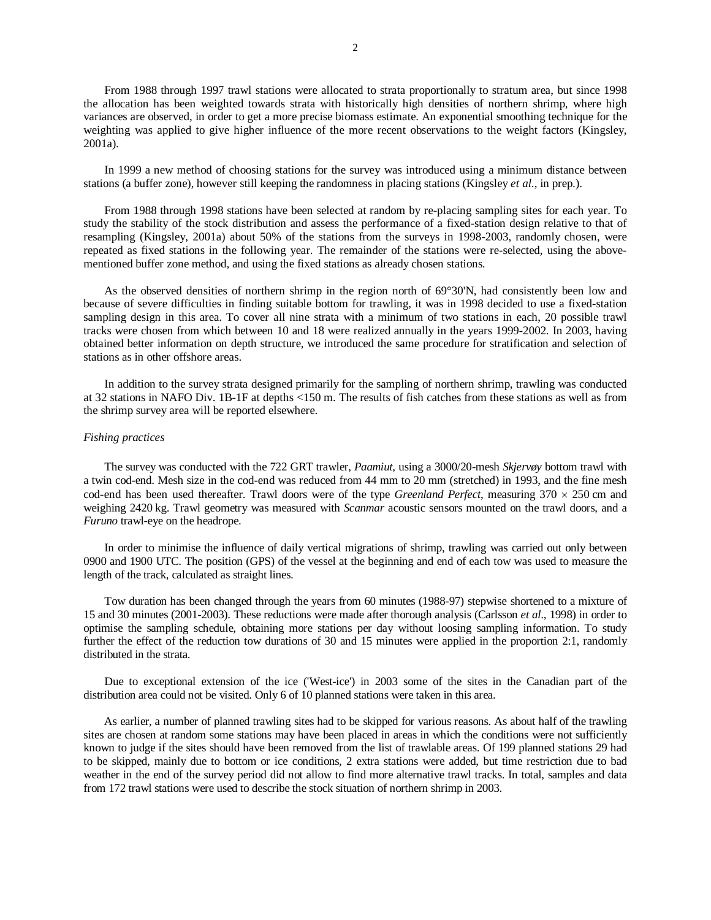From 1988 through 1997 trawl stations were allocated to strata proportionally to stratum area, but since 1998 the allocation has been weighted towards strata with historically high densities of northern shrimp, where high variances are observed, in order to get a more precise biomass estimate. An exponential smoothing technique for the weighting was applied to give higher influence of the more recent observations to the weight factors (Kingsley, 2001a).

In 1999 a new method of choosing stations for the survey was introduced using a minimum distance between stations (a buffer zone), however still keeping the randomness in placing stations (Kingsley *et al.*, in prep.).

From 1988 through 1998 stations have been selected at random by re-placing sampling sites for each year. To study the stability of the stock distribution and assess the performance of a fixed-station design relative to that of resampling (Kingsley, 2001a) about 50% of the stations from the surveys in 1998-2003, randomly chosen, were repeated as fixed stations in the following year. The remainder of the stations were re-selected, using the above-mentioned buffer zone method, and using the fixed stations as already chosen stations.

As the observed densities of northern shrimp in the region north of 69°30'N, had consistently been low and because of severe difficulties in finding suitable bottom for trawling, it was in 1998 decided to use a fixed-station sampling design in this area. To cover all nine strata with a minimum of two stations in each, 20 possible trawl tracks were chosen from which between 10 and 18 were realized annually in the years 1999-2002. In 2003, having obtained better information on depth structure, we introduced the same procedure for stratification and selection of stations as in other offshore areas.

In addition to the survey strata designed primarily for the sampling of northern shrimp, trawling was conducted at 32 stations in NAFO Div. 1B-1F at depths <150 m. The results of fish catches from these stations as well as from the shrimp survey area will be reported elsewhere.

*Fishing practices*

The survey was conducted with the 722 GRT trawler, *Paamiut*, using a 3000/20-mesh *Skjervøy* bottom trawl with a twin cod-end. Mesh size in the cod-end was reduced from 44 mm to 20 mm (stretched) in 1993, and the fine mesh cod-end has been used thereafter. Trawl doors were of the type *Greenland Perfect*, measuring 370 × 250 cm and weighing 2420 kg. Trawl geometry was measured with *Scanmar* acoustic sensors mounted on the trawl doors, and a *Furuno* trawl-eye on the headrope.

In order to minimise the influence of daily vertical migrations of shrimp, trawling was carried out only between 0900 and 1900 UTC. The position (GPS) of the vessel at the beginning and end of each tow was used to measure the length of the track, calculated as straight lines.

Tow duration has been changed through the years from 60 minutes (1988-97) stepwise shortened to a mixture of 15 and 30 minutes (2001-2003). These reductions were made after thorough analysis (Carlsson *et al*., 1998) in order to optimise the sampling schedule, obtaining more stations per day without loosing sampling information. To study further the effect of the reduction tow durations of 30 and 15 minutes were applied in the proportion 2:1, randomly distributed in the strata.

Due to exceptional extension of the ice ('West-ice') in 2003 some of the sites in the Canadian part of the distribution area could not be visited. Only 6 of 10 planned stations were taken in this area.

As earlier, a number of planned trawling sites had to be skipped for various reasons. As about half of the trawling sites are chosen at random some stations may have been placed in areas in which the conditions were not sufficiently known to judge if the sites should have been removed from the list of trawlable areas. Of 199 planned stations 29 had to be skipped, mainly due to bottom or ice conditions, 2 extra stations were added, but time restriction due to bad weather in the end of the survey period did not allow to find more alternative trawl tracks. In total, samples and data from 172 trawl stations were used to describe the stock situation of northern shrimp in 2003.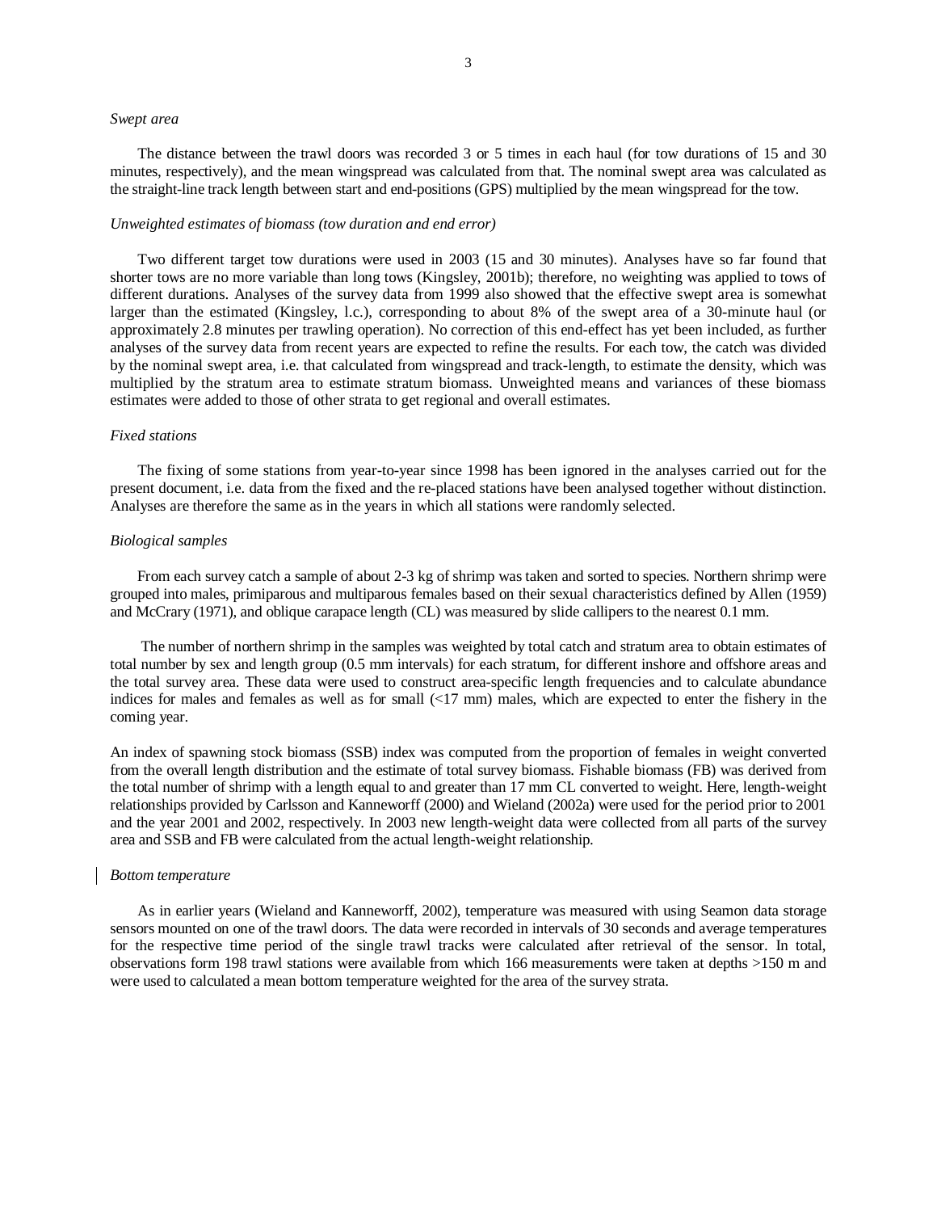*Swept area*

The distance between the trawl doors was recorded 3 or 5 times in each haul (for tow durations of 15 and 30 minutes, respectively), and the mean wingspread was calculated from that. The nominal swept area was calculated as the straight-line track length between start and end-positions (GPS) multiplied by the mean wingspread for the tow.

*Unweighted estimates of biomass (tow duration and end error)*

Two different target tow durations were used in 2003 (15 and 30 minutes). Analyses have so far found that shorter tows are no more variable than long tows (Kingsley, 2001b); therefore, no weighting was applied to tows of different durations. Analyses of the survey data from 1999 also showed that the effective swept area is somewhat larger than the estimated (Kingsley, l.c.), corresponding to about 8% of the swept area of a 30-minute haul (or approximately 2.8 minutes per trawling operation). No correction of this end-effect has yet been included, as further analyses of the survey data from recent years are expected to refine the results. For each tow, the catch was divided by the nominal swept area, i.e. that calculated from wingspread and track-length, to estimate the density, which was multiplied by the stratum area to estimate stratum biomass. Unweighted means and variances of these biomass estimates were added to those of other strata to get regional and overall estimates.

*Fixed stations*

The fixing of some stations from year-to-year since 1998 has been ignored in the analyses carried out for the present document, i.e. data from the fixed and the re-placed stations have been analysed together without distinction. Analyses are therefore the same as in the years in which all stations were randomly selected.

*Biological samples*

From each survey catch a sample of about 2-3 kg of shrimp was taken and sorted to species. Northern shrimp were grouped into males, primiparous and multiparous females based on their sexual characteristics defined by Allen (1959) and McCrary (1971), and oblique carapace length (CL) was measured by slide callipers to the nearest 0.1 mm.

The number of northern shrimp in the samples was weighted by total catch and stratum area to obtain estimates of total number by sex and length group (0.5 mm intervals) for each stratum, for different inshore and offshore areas and the total survey area. These data were used to construct area-specific length frequencies and to calculate abundance indices for males and females as well as for small (<17 mm) males, which are expected to enter the fishery in the coming year.

An index of spawning stock biomass (SSB) index was computed from the proportion of females in weight converted from the overall length distribution and the estimate of total survey biomass. Fishable biomass (FB) was derived from the total number of shrimp with a length equal to and greater than 17 mm CL converted to weight. Here, length-weight relationships provided by Carlsson and Kanneworff (2000) and Wieland (2002a) were used for the period prior to 2001 and the year 2001 and 2002, respectively. In 2003 new length-weight data were collected from all parts of the survey area and SSB and FB were calculated from the actual length-weight relationship.

*Bottom temperature*

As in earlier years (Wieland and Kanneworff, 2002), temperature was measured with using Seamon data storage sensors mounted on one of the trawl doors. The data were recorded in intervals of 30 seconds and average temperatures for the respective time period of the single trawl tracks were calculated after retrieval of the sensor. In total, observations form 198 trawl stations were available from which 166 measurements were taken at depths >150 m and were used to calculated a mean bottom temperature weighted for the area of the survey strata.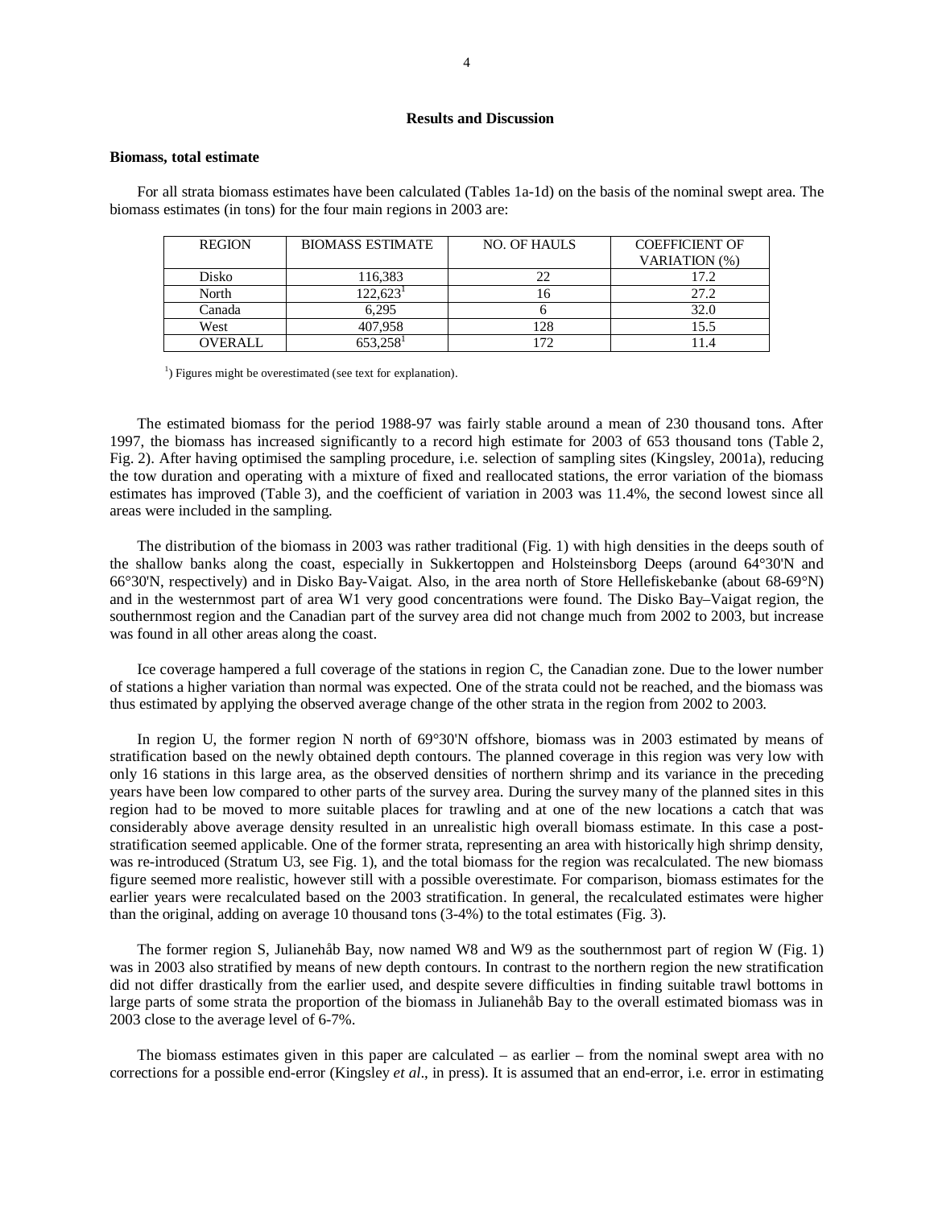## Results and Discussion

### Biomass, total estimate

For all strata biomass estimates have been calculated (Tables 1a-1d) on the basis of the nominal swept area. The biomass estimates (in tons) for the four main regions in 2003 are:

| REGION | BIOMASS ESTIMATE | NO. OF HAULS | COEFFICIENT OF VARIATION (%) |
|---|---|---|---|
| Disko | 116,383 | 22 | 17.2 |
| North | 122,623[1] | 16 | 27.2 |
| Canada | 6,295 | 6 | 32.0 |
| West | 407,958 | 128 | 15.5 |
| OVERALL | 653,258[1] | 172 | 11.4 |

[1]) Figures might be overestimated (see text for explanation).

The estimated biomass for the period 1988-97 was fairly stable around a mean of 230 thousand tons. After 1997, the biomass has increased significantly to a record high estimate for 2003 of 653 thousand tons (Table 2, Fig. 2). After having optimised the sampling procedure, i.e. selection of sampling sites (Kingsley, 2001a), reducing the tow duration and operating with a mixture of fixed and reallocated stations, the error variation of the biomass estimates has improved (Table 3), and the coefficient of variation in 2003 was 11.4%, the second lowest since all areas were included in the sampling.

The distribution of the biomass in 2003 was rather traditional (Fig. 1) with high densities in the deeps south of the shallow banks along the coast, especially in Sukkertoppen and Holsteinsborg Deeps (around 64°30'N and 66°30'N, respectively) and in Disko Bay-Vaigat. Also, in the area north of Store Hellefiskebanke (about 68-69°N) and in the westernmost part of area W1 very good concentrations were found. The Disko Bay–Vaigat region, the southernmost region and the Canadian part of the survey area did not change much from 2002 to 2003, but increase was found in all other areas along the coast.

Ice coverage hampered a full coverage of the stations in region C, the Canadian zone. Due to the lower number of stations a higher variation than normal was expected. One of the strata could not be reached, and the biomass was thus estimated by applying the observed average change of the other strata in the region from 2002 to 2003.

In region U, the former region N north of 69°30'N offshore, biomass was in 2003 estimated by means of stratification based on the newly obtained depth contours. The planned coverage in this region was very low with only 16 stations in this large area, as the observed densities of northern shrimp and its variance in the preceding years have been low compared to other parts of the survey area. During the survey many of the planned sites in this region had to be moved to more suitable places for trawling and at one of the new locations a catch that was considerably above average density resulted in an unrealistic high overall biomass estimate. In this case a post-stratification seemed applicable. One of the former strata, representing an area with historically high shrimp density, was re-introduced (Stratum U3, see Fig. 1), and the total biomass for the region was recalculated. The new biomass figure seemed more realistic, however still with a possible overestimate. For comparison, biomass estimates for the earlier years were recalculated based on the 2003 stratification. In general, the recalculated estimates were higher than the original, adding on average 10 thousand tons (3-4%) to the total estimates (Fig. 3).

The former region S, Julianehåb Bay, now named W8 and W9 as the southernmost part of region W (Fig. 1) was in 2003 also stratified by means of new depth contours. In contrast to the northern region the new stratification did not differ drastically from the earlier used, and despite severe difficulties in finding suitable trawl bottoms in large parts of some strata the proportion of the biomass in Julianehåb Bay to the overall estimated biomass was in 2003 close to the average level of 6-7%.

The biomass estimates given in this paper are calculated – as earlier – from the nominal swept area with no corrections for a possible end-error (Kingsley *et al*., in press). It is assumed that an end-error, i.e. error in estimating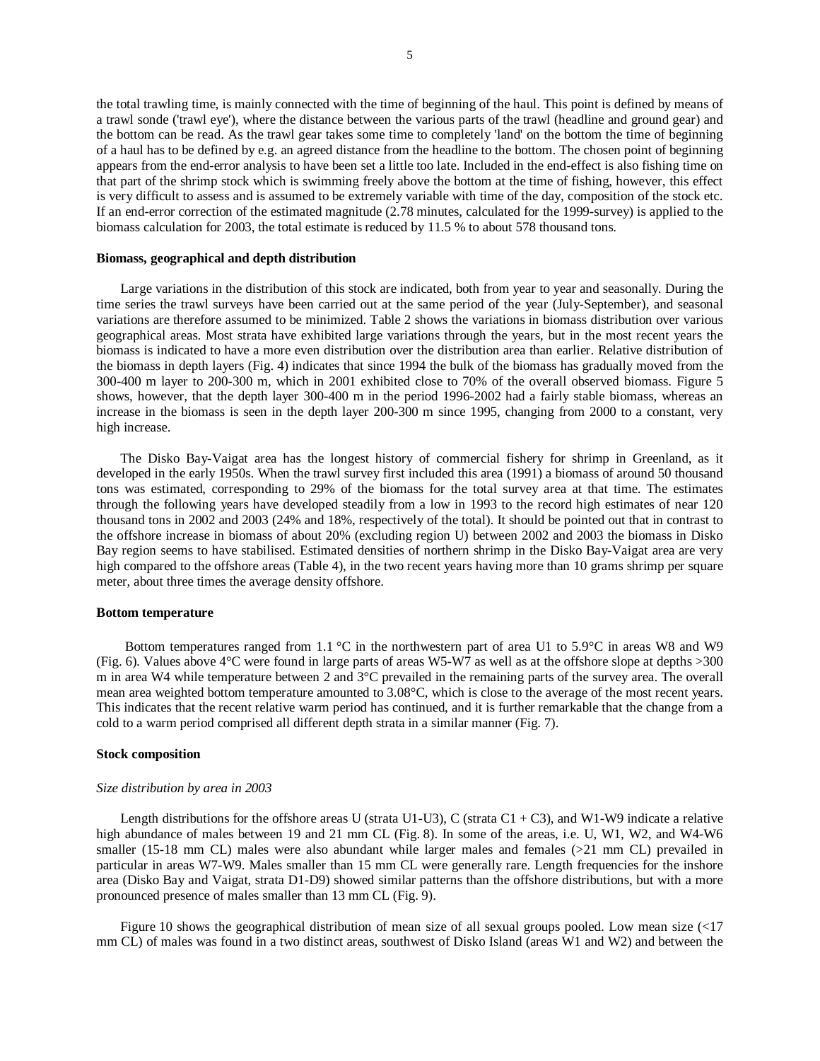the total trawling time, is mainly connected with the time of beginning of the haul. This point is defined by means of a trawl sonde ('trawl eye'), where the distance between the various parts of the trawl (headline and ground gear) and the bottom can be read. As the trawl gear takes some time to completely 'land' on the bottom the time of beginning of a haul has to be defined by e.g. an agreed distance from the headline to the bottom. The chosen point of beginning appears from the end-error analysis to have been set a little too late. Included in the end-effect is also fishing time on that part of the shrimp stock which is swimming freely above the bottom at the time of fishing, however, this effect is very difficult to assess and is assumed to be extremely variable with time of the day, composition of the stock etc. If an end-error correction of the estimated magnitude (2.78 minutes, calculated for the 1999-survey) is applied to the biomass calculation for 2003, the total estimate is reduced by 11.5 % to about 578 thousand tons.

**Biomass, geographical and depth distribution**

Large variations in the distribution of this stock are indicated, both from year to year and seasonally. During the time series the trawl surveys have been carried out at the same period of the year (July-September), and seasonal variations are therefore assumed to be minimized. Table 2 shows the variations in biomass distribution over various geographical areas. Most strata have exhibited large variations through the years, but in the most recent years the biomass is indicated to have a more even distribution over the distribution area than earlier. Relative distribution of the biomass in depth layers (Fig. 4) indicates that since 1994 the bulk of the biomass has gradually moved from the 300-400 m layer to 200-300 m, which in 2001 exhibited close to 70% of the overall observed biomass. Figure 5 shows, however, that the depth layer 300-400 m in the period 1996-2002 had a fairly stable biomass, whereas an increase in the biomass is seen in the depth layer 200-300 m since 1995, changing from 2000 to a constant, very high increase.

The Disko Bay-Vaigat area has the longest history of commercial fishery for shrimp in Greenland, as it developed in the early 1950s. When the trawl survey first included this area (1991) a biomass of around 50 thousand tons was estimated, corresponding to 29% of the biomass for the total survey area at that time. The estimates through the following years have developed steadily from a low in 1993 to the record high estimates of near 120 thousand tons in 2002 and 2003 (24% and 18%, respectively of the total). It should be pointed out that in contrast to the offshore increase in biomass of about 20% (excluding region U) between 2002 and 2003 the biomass in Disko Bay region seems to have stabilised. Estimated densities of northern shrimp in the Disko Bay-Vaigat area are very high compared to the offshore areas (Table 4), in the two recent years having more than 10 grams shrimp per square meter, about three times the average density offshore.

**Bottom temperature**

Bottom temperatures ranged from 1.1 °C in the northwestern part of area U1 to 5.9°C in areas W8 and W9 (Fig. 6). Values above 4°C were found in large parts of areas W5-W7 as well as at the offshore slope at depths >300 m in area W4 while temperature between 2 and 3°C prevailed in the remaining parts of the survey area. The overall mean area weighted bottom temperature amounted to 3.08°C, which is close to the average of the most recent years. This indicates that the recent relative warm period has continued, and it is further remarkable that the change from a cold to a warm period comprised all different depth strata in a similar manner (Fig. 7).

**Stock composition**

*Size distribution by area in 2003*

Length distributions for the offshore areas U (strata U1-U3), C (strata C1 + C3), and W1-W9 indicate a relative high abundance of males between 19 and 21 mm CL (Fig. 8). In some of the areas, i.e. U, W1, W2, and W4-W6 smaller (15-18 mm CL) males were also abundant while larger males and females (>21 mm CL) prevailed in particular in areas W7-W9. Males smaller than 15 mm CL were generally rare. Length frequencies for the inshore area (Disko Bay and Vaigat, strata D1-D9) showed similar patterns than the offshore distributions, but with a more pronounced presence of males smaller than 13 mm CL (Fig. 9).

Figure 10 shows the geographical distribution of mean size of all sexual groups pooled. Low mean size (<17 mm CL) of males was found in a two distinct areas, southwest of Disko Island (areas W1 and W2) and between the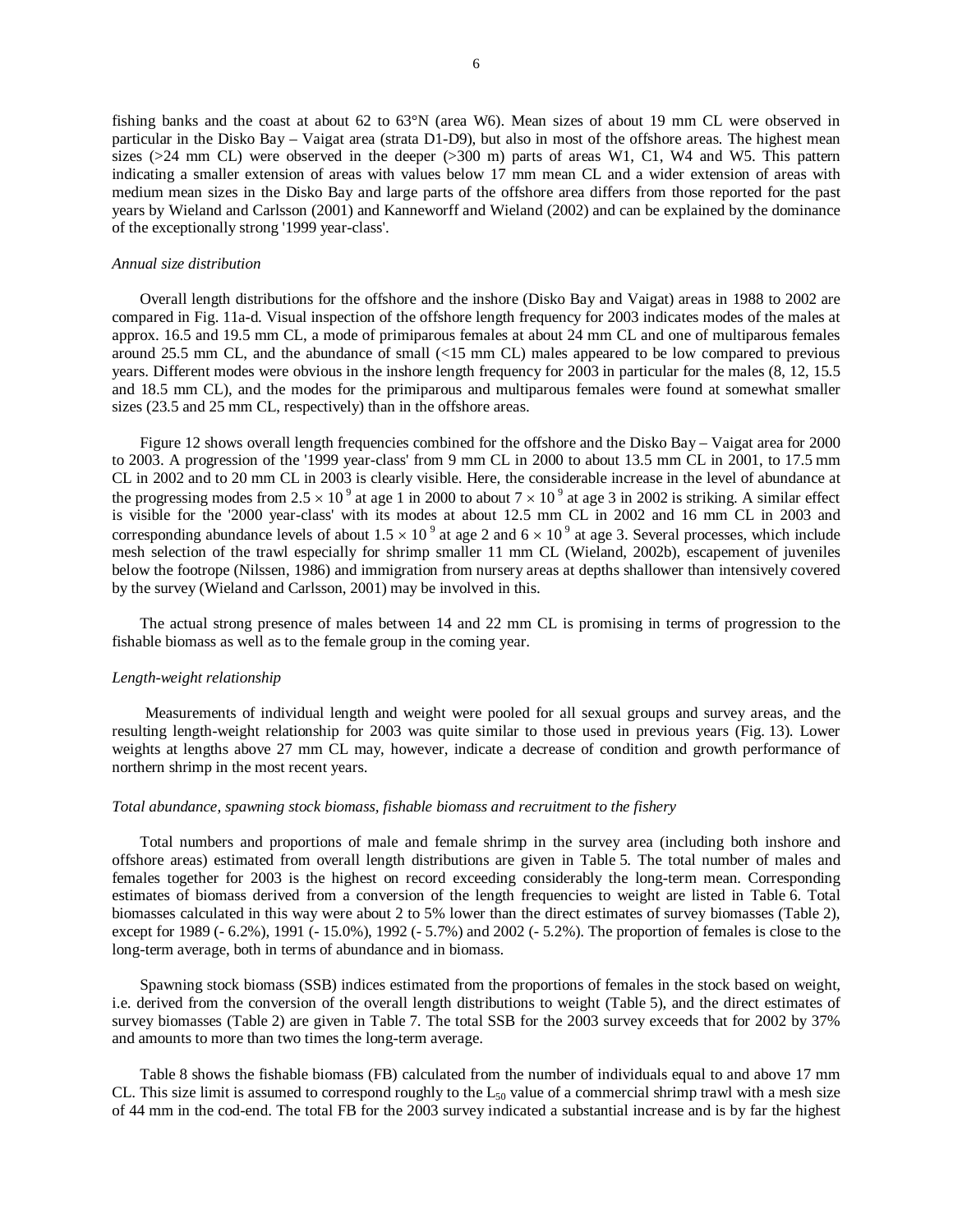fishing banks and the coast at about 62 to 63°N (area W6). Mean sizes of about 19 mm CL were observed in particular in the Disko Bay – Vaigat area (strata D1-D9), but also in most of the offshore areas. The highest mean sizes (>24 mm CL) were observed in the deeper (>300 m) parts of areas W1, C1, W4 and W5. This pattern indicating a smaller extension of areas with values below 17 mm mean CL and a wider extension of areas with medium mean sizes in the Disko Bay and large parts of the offshore area differs from those reported for the past years by Wieland and Carlsson (2001) and Kanneworff and Wieland (2002) and can be explained by the dominance of the exceptionally strong '1999 year-class'.

*Annual size distribution*

Overall length distributions for the offshore and the inshore (Disko Bay and Vaigat) areas in 1988 to 2002 are compared in Fig. 11a-d. Visual inspection of the offshore length frequency for 2003 indicates modes of the males at approx. 16.5 and 19.5 mm CL, a mode of primiparous females at about 24 mm CL and one of multiparous females around 25.5 mm CL, and the abundance of small (<15 mm CL) males appeared to be low compared to previous years. Different modes were obvious in the inshore length frequency for 2003 in particular for the males (8, 12, 15.5 and 18.5 mm CL), and the modes for the primiparous and multiparous females were found at somewhat smaller sizes (23.5 and 25 mm CL, respectively) than in the offshore areas.

Figure 12 shows overall length frequencies combined for the offshore and the Disko Bay – Vaigat area for 2000 to 2003. A progression of the '1999 year-class' from 9 mm CL in 2000 to about 13.5 mm CL in 2001, to 17.5 mm CL in 2002 and to 20 mm CL in 2003 is clearly visible. Here, the considerable increase in the level of abundance at the progressing modes from $2.5 \times 10^9$ at age 1 in 2000 to about $7 \times 10^9$ at age 3 in 2002 is striking. A similar effect is visible for the '2000 year-class' with its modes at about 12.5 mm CL in 2002 and 16 mm CL in 2003 and corresponding abundance levels of about $1.5 \times 10^9$ at age 2 and $6 \times 10^9$ at age 3. Several processes, which include mesh selection of the trawl especially for shrimp smaller 11 mm CL (Wieland, 2002b), escapement of juveniles below the footrope (Nilssen, 1986) and immigration from nursery areas at depths shallower than intensively covered by the survey (Wieland and Carlsson, 2001) may be involved in this.

The actual strong presence of males between 14 and 22 mm CL is promising in terms of progression to the fishable biomass as well as to the female group in the coming year.

*Length-weight relationship*

Measurements of individual length and weight were pooled for all sexual groups and survey areas, and the resulting length-weight relationship for 2003 was quite similar to those used in previous years (Fig. 13). Lower weights at lengths above 27 mm CL may, however, indicate a decrease of condition and growth performance of northern shrimp in the most recent years.

*Total abundance, spawning stock biomass, fishable biomass and recruitment to the fishery*

Total numbers and proportions of male and female shrimp in the survey area (including both inshore and offshore areas) estimated from overall length distributions are given in Table 5. The total number of males and females together for 2003 is the highest on record exceeding considerably the long-term mean. Corresponding estimates of biomass derived from a conversion of the length frequencies to weight are listed in Table 6. Total biomasses calculated in this way were about 2 to 5% lower than the direct estimates of survey biomasses (Table 2), except for 1989 (- 6.2%), 1991 (- 15.0%), 1992 (- 5.7%) and 2002 (- 5.2%). The proportion of females is close to the long-term average, both in terms of abundance and in biomass.

Spawning stock biomass (SSB) indices estimated from the proportions of females in the stock based on weight, i.e. derived from the conversion of the overall length distributions to weight (Table 5), and the direct estimates of survey biomasses (Table 2) are given in Table 7. The total SSB for the 2003 survey exceeds that for 2002 by 37% and amounts to more than two times the long-term average.

Table 8 shows the fishable biomass (FB) calculated from the number of individuals equal to and above 17 mm CL. This size limit is assumed to correspond roughly to the $L_{50}$ value of a commercial shrimp trawl with a mesh size of 44 mm in the cod-end. The total FB for the 2003 survey indicated a substantial increase and is by far the highest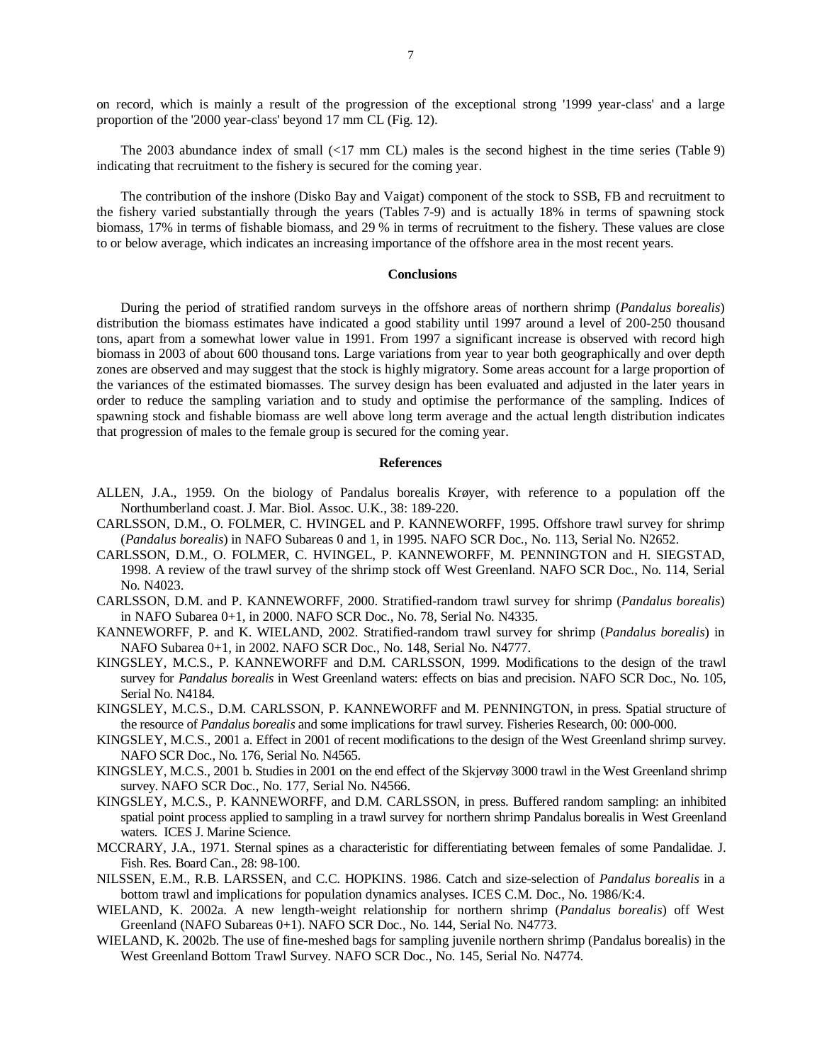on record, which is mainly a result of the progression of the exceptional strong '1999 year-class' and a large proportion of the '2000 year-class' beyond 17 mm CL (Fig. 12).

The 2003 abundance index of small (<17 mm CL) males is the second highest in the time series (Table 9) indicating that recruitment to the fishery is secured for the coming year.

The contribution of the inshore (Disko Bay and Vaigat) component of the stock to SSB, FB and recruitment to the fishery varied substantially through the years (Tables 7-9) and is actually 18% in terms of spawning stock biomass, 17% in terms of fishable biomass, and 29 % in terms of recruitment to the fishery. These values are close to or below average, which indicates an increasing importance of the offshore area in the most recent years.

## Conclusions

During the period of stratified random surveys in the offshore areas of northern shrimp (*Pandalus borealis*) distribution the biomass estimates have indicated a good stability until 1997 around a level of 200-250 thousand tons, apart from a somewhat lower value in 1991. From 1997 a significant increase is observed with record high biomass in 2003 of about 600 thousand tons. Large variations from year to year both geographically and over depth zones are observed and may suggest that the stock is highly migratory. Some areas account for a large proportion of the variances of the estimated biomasses. The survey design has been evaluated and adjusted in the later years in order to reduce the sampling variation and to study and optimise the performance of the sampling. Indices of spawning stock and fishable biomass are well above long term average and the actual length distribution indicates that progression of males to the female group is secured for the coming year.

## References

ALLEN, J.A., 1959. On the biology of Pandalus borealis Krøyer, with reference to a population off the Northumberland coast. J. Mar. Biol. Assoc. U.K., 38: 189-220.

CARLSSON, D.M., O. FOLMER, C. HVINGEL and P. KANNEWORFF, 1995. Offshore trawl survey for shrimp (*Pandalus borealis*) in NAFO Subareas 0 and 1, in 1995. NAFO SCR Doc., No. 113, Serial No. N2652.

CARLSSON, D.M., O. FOLMER, C. HVINGEL, P. KANNEWORFF, M. PENNINGTON and H. SIEGSTAD, 1998. A review of the trawl survey of the shrimp stock off West Greenland. NAFO SCR Doc., No. 114, Serial No. N4023.

CARLSSON, D.M. and P. KANNEWORFF, 2000. Stratified-random trawl survey for shrimp (*Pandalus borealis*) in NAFO Subarea 0+1, in 2000. NAFO SCR Doc., No. 78, Serial No. N4335.

KANNEWORFF, P. and K. WIELAND, 2002. Stratified-random trawl survey for shrimp (*Pandalus borealis*) in NAFO Subarea 0+1, in 2002. NAFO SCR Doc., No. 148, Serial No. N4777.

KINGSLEY, M.C.S., P. KANNEWORFF and D.M. CARLSSON, 1999. Modifications to the design of the trawl survey for *Pandalus borealis* in West Greenland waters: effects on bias and precision. NAFO SCR Doc., No. 105, Serial No. N4184.

KINGSLEY, M.C.S., D.M. CARLSSON, P. KANNEWORFF and M. PENNINGTON, in press. Spatial structure of the resource of *Pandalus borealis* and some implications for trawl survey. Fisheries Research, 00: 000-000.

KINGSLEY, M.C.S., 2001 a. Effect in 2001 of recent modifications to the design of the West Greenland shrimp survey. NAFO SCR Doc., No. 176, Serial No. N4565.

KINGSLEY, M.C.S., 2001 b. Studies in 2001 on the end effect of the Skjervøy 3000 trawl in the West Greenland shrimp survey. NAFO SCR Doc., No. 177, Serial No. N4566.

KINGSLEY, M.C.S., P. KANNEWORFF, and D.M. CARLSSON, in press. Buffered random sampling: an inhibited spatial point process applied to sampling in a trawl survey for northern shrimp Pandalus borealis in West Greenland waters. ICES J. Marine Science.

MCCRARY, J.A., 1971. Sternal spines as a characteristic for differentiating between females of some Pandalidae. J. Fish. Res. Board Can., 28: 98-100.

NILSSEN, E.M., R.B. LARSSEN, and C.C. HOPKINS. 1986. Catch and size-selection of *Pandalus borealis* in a bottom trawl and implications for population dynamics analyses. ICES C.M. Doc., No. 1986/K:4.

WIELAND, K. 2002a. A new length-weight relationship for northern shrimp (*Pandalus borealis*) off West Greenland (NAFO Subareas 0+1). NAFO SCR Doc., No. 144, Serial No. N4773.

WIELAND, K. 2002b. The use of fine-meshed bags for sampling juvenile northern shrimp (Pandalus borealis) in the West Greenland Bottom Trawl Survey. NAFO SCR Doc., No. 145, Serial No. N4774.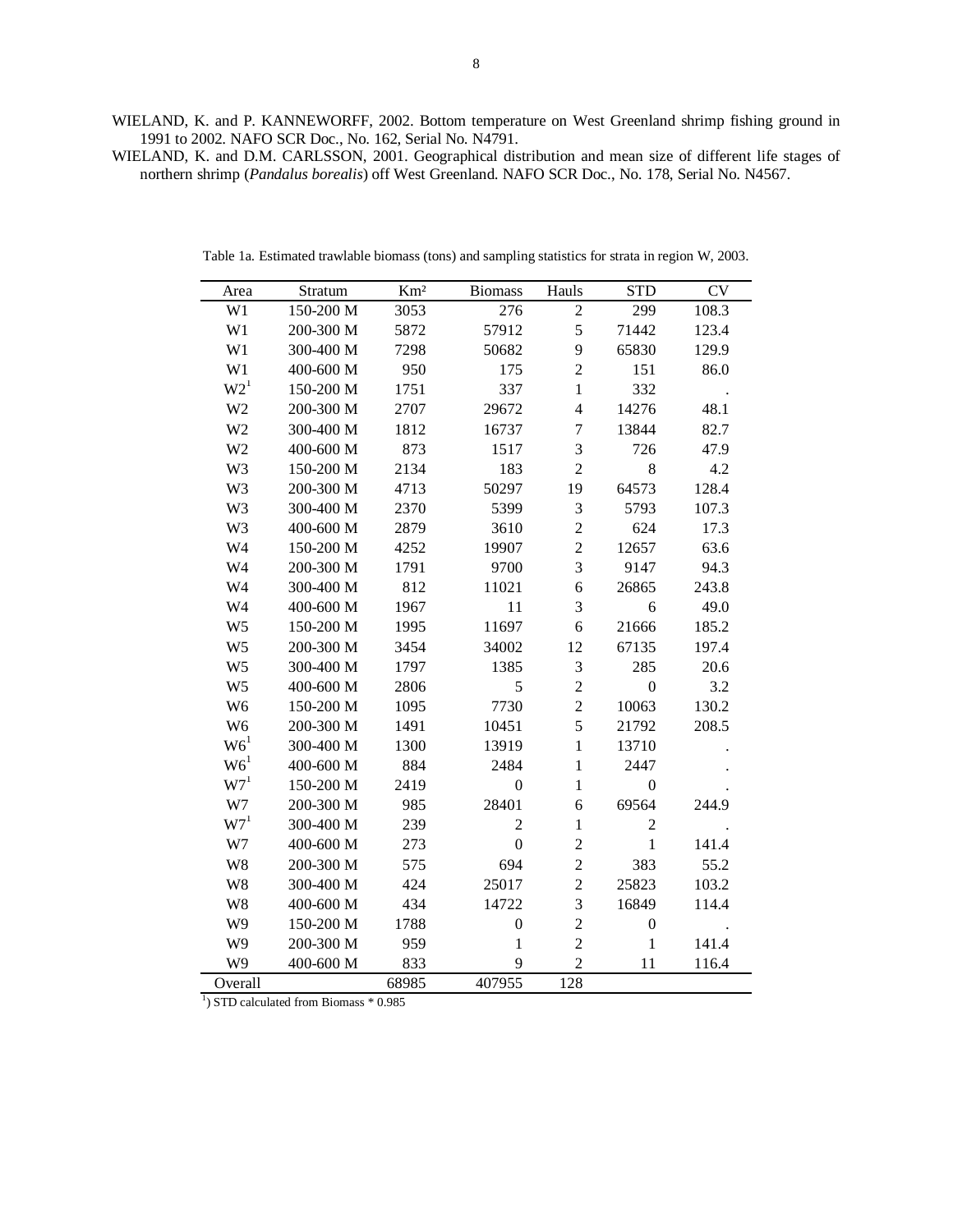WIELAND, K. and P. KANNEWORFF, 2002. Bottom temperature on West Greenland shrimp fishing ground in 1991 to 2002. NAFO SCR Doc., No. 162, Serial No. N4791.

WIELAND, K. and D.M. CARLSSON, 2001. Geographical distribution and mean size of different life stages of northern shrimp (*Pandalus borealis*) off West Greenland. NAFO SCR Doc., No. 178, Serial No. N4567.

Table 1a. Estimated trawlable biomass (tons) and sampling statistics for strata in region W, 2003.

| Area | Stratum | Km² | Biomass | Hauls | STD | CV |
|---|---|---|---|---|---|---|
| W1 | 150-200 M | 3053 | 276 | 2 | 299 | 108.3 |
| W1 | 200-300 M | 5872 | 57912 | 5 | 71442 | 123.4 |
| W1 | 300-400 M | 7298 | 50682 | 9 | 65830 | 129.9 |
| W1 | 400-600 M | 950 | 175 | 2 | 151 | 86.0 |
| W2[1] | 150-200 M | 1751 | 337 | 1 | 332 | . |
| W2 | 200-300 M | 2707 | 29672 | 4 | 14276 | 48.1 |
| W2 | 300-400 M | 1812 | 16737 | 7 | 13844 | 82.7 |
| W2 | 400-600 M | 873 | 1517 | 3 | 726 | 47.9 |
| W3 | 150-200 M | 2134 | 183 | 2 | 8 | 4.2 |
| W3 | 200-300 M | 4713 | 50297 | 19 | 64573 | 128.4 |
| W3 | 300-400 M | 2370 | 5399 | 3 | 5793 | 107.3 |
| W3 | 400-600 M | 2879 | 3610 | 2 | 624 | 17.3 |
| W4 | 150-200 M | 4252 | 19907 | 2 | 12657 | 63.6 |
| W4 | 200-300 M | 1791 | 9700 | 3 | 9147 | 94.3 |
| W4 | 300-400 M | 812 | 11021 | 6 | 26865 | 243.8 |
| W4 | 400-600 M | 1967 | 11 | 3 | 6 | 49.0 |
| W5 | 150-200 M | 1995 | 11697 | 6 | 21666 | 185.2 |
| W5 | 200-300 M | 3454 | 34002 | 12 | 67135 | 197.4 |
| W5 | 300-400 M | 1797 | 1385 | 3 | 285 | 20.6 |
| W5 | 400-600 M | 2806 | 5 | 2 | 0 | 3.2 |
| W6 | 150-200 M | 1095 | 7730 | 2 | 10063 | 130.2 |
| W6 | 200-300 M | 1491 | 10451 | 5 | 21792 | 208.5 |
| W6[1] | 300-400 M | 1300 | 13919 | 1 | 13710 | . |
| W6[1] | 400-600 M | 884 | 2484 | 1 | 2447 | . |
| W7[1] | 150-200 M | 2419 | 0 | 1 | 0 | . |
| W7 | 200-300 M | 985 | 28401 | 6 | 69564 | 244.9 |
| W7[1] | 300-400 M | 239 | 2 | 1 | 2 | . |
| W7 | 400-600 M | 273 | 0 | 2 | 1 | 141.4 |
| W8 | 200-300 M | 575 | 694 | 2 | 383 | 55.2 |
| W8 | 300-400 M | 424 | 25017 | 2 | 25823 | 103.2 |
| W8 | 400-600 M | 434 | 14722 | 3 | 16849 | 114.4 |
| W9 | 150-200 M | 1788 | 0 | 2 | 0 | . |
| W9 | 200-300 M | 959 | 1 | 2 | 1 | 141.4 |
| W9 | 400-600 M | 833 | 9 | 2 | 11 | 116.4 |
| Overall | | 68985 | 407955 | 128 | | |

[1]) STD calculated from Biomass * 0.985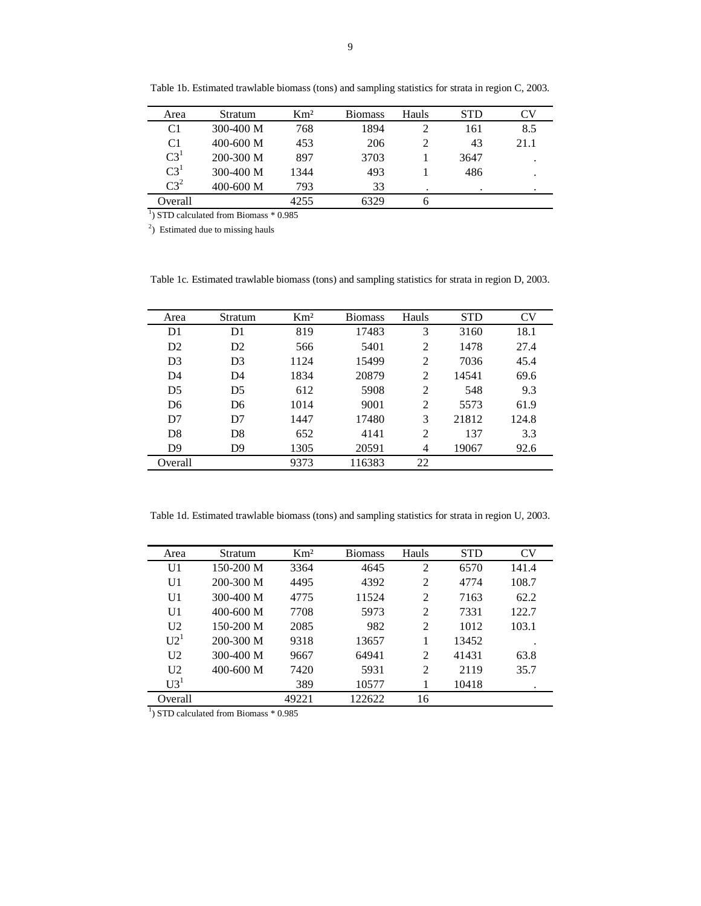Table 1b. Estimated trawlable biomass (tons) and sampling statistics for strata in region C, 2003.

| Area | Stratum | Km² | Biomass | Hauls | STD | CV |
|---|---|---|---|---|---|---|
| C1 | 300-400 M | 768 | 1894 | 2 | 161 | 8.5 |
| C1 | 400-600 M | 453 | 206 | 2 | 43 | 21.1 |
| C3[1] | 200-300 M | 897 | 3703 | 1 | 3647 | . |
| C3[1] | 300-400 M | 1344 | 493 | 1 | 486 | . |
| C3[2] | 400-600 M | 793 | 33 | . | . | . |
| Overall | | 4255 | 6329 | 6 | | |

[1]) STD calculated from Biomass * 0.985

[2]) Estimated due to missing hauls

Table 1c. Estimated trawlable biomass (tons) and sampling statistics for strata in region D, 2003.

| Area | Stratum | Km² | Biomass | Hauls | STD | CV |
|---|---|---|---|---|---|---|
| D1 | D1 | 819 | 17483 | 3 | 3160 | 18.1 |
| D2 | D2 | 566 | 5401 | 2 | 1478 | 27.4 |
| D3 | D3 | 1124 | 15499 | 2 | 7036 | 45.4 |
| D4 | D4 | 1834 | 20879 | 2 | 14541 | 69.6 |
| D5 | D5 | 612 | 5908 | 2 | 548 | 9.3 |
| D6 | D6 | 1014 | 9001 | 2 | 5573 | 61.9 |
| D7 | D7 | 1447 | 17480 | 3 | 21812 | 124.8 |
| D8 | D8 | 652 | 4141 | 2 | 137 | 3.3 |
| D9 | D9 | 1305 | 20591 | 4 | 19067 | 92.6 |
| Overall | | 9373 | 116383 | 22 | | |

Table 1d. Estimated trawlable biomass (tons) and sampling statistics for strata in region U, 2003.

| Area | Stratum | Km² | Biomass | Hauls | STD | CV |
|---|---|---|---|---|---|---|
| U1 | 150-200 M | 3364 | 4645 | 2 | 6570 | 141.4 |
| U1 | 200-300 M | 4495 | 4392 | 2 | 4774 | 108.7 |
| U1 | 300-400 M | 4775 | 11524 | 2 | 7163 | 62.2 |
| U1 | 400-600 M | 7708 | 5973 | 2 | 7331 | 122.7 |
| U2 | 150-200 M | 2085 | 982 | 2 | 1012 | 103.1 |
| U2[1] | 200-300 M | 9318 | 13657 | 1 | 13452 | . |
| U2 | 300-400 M | 9667 | 64941 | 2 | 41431 | 63.8 |
| U2 | 400-600 M | 7420 | 5931 | 2 | 2119 | 35.7 |
| U3[1] | | 389 | 10577 | 1 | 10418 | . |
| Overall | | 49221 | 122622 | 16 | | |

[1]) STD calculated from Biomass * 0.985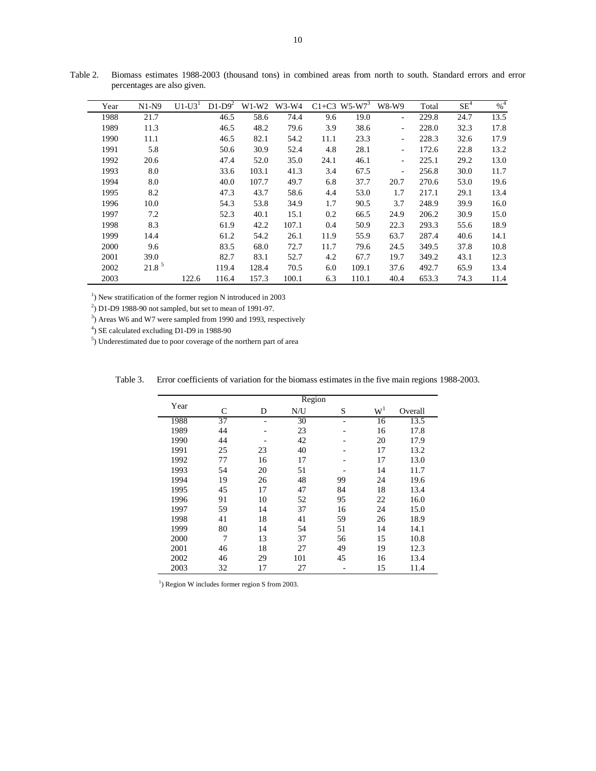Table 2. Biomass estimates 1988-2003 (thousand tons) in combined areas from north to south. Standard errors and error percentages are also given.

| Year | N1-N9 | U1-U3[1] | D1-D9[2] | W1-W2 | W3-W4 | C1+C3 | W5-W7[3] | W8-W9 | Total | SE[4] | %[4] |
|---|---|---|---|---|---|---|---|---|---|---|---|
| 1988 | 21.7 | | 46.5 | 58.6 | 74.4 | 9.6 | 19.0 | - | 229.8 | 24.7 | 13.5 |
| 1989 | 11.3 | | 46.5 | 48.2 | 79.6 | 3.9 | 38.6 | - | 228.0 | 32.3 | 17.8 |
| 1990 | 11.1 | | 46.5 | 82.1 | 54.2 | 11.1 | 23.3 | - | 228.3 | 32.6 | 17.9 |
| 1991 | 5.8 | | 50.6 | 30.9 | 52.4 | 4.8 | 28.1 | - | 172.6 | 22.8 | 13.2 |
| 1992 | 20.6 | | 47.4 | 52.0 | 35.0 | 24.1 | 46.1 | - | 225.1 | 29.2 | 13.0 |
| 1993 | 8.0 | | 33.6 | 103.1 | 41.3 | 3.4 | 67.5 | - | 256.8 | 30.0 | 11.7 |
| 1994 | 8.0 | | 40.0 | 107.7 | 49.7 | 6.8 | 37.7 | 20.7 | 270.6 | 53.0 | 19.6 |
| 1995 | 8.2 | | 47.3 | 43.7 | 58.6 | 4.4 | 53.0 | 1.7 | 217.1 | 29.1 | 13.4 |
| 1996 | 10.0 | | 54.3 | 53.8 | 34.9 | 1.7 | 90.5 | 3.7 | 248.9 | 39.9 | 16.0 |
| 1997 | 7.2 | | 52.3 | 40.1 | 15.1 | 0.2 | 66.5 | 24.9 | 206.2 | 30.9 | 15.0 |
| 1998 | 8.3 | | 61.9 | 42.2 | 107.1 | 0.4 | 50.9 | 22.3 | 293.3 | 55.6 | 18.9 |
| 1999 | 14.4 | | 61.2 | 54.2 | 26.1 | 11.9 | 55.9 | 63.7 | 287.4 | 40.6 | 14.1 |
| 2000 | 9.6 | | 83.5 | 68.0 | 72.7 | 11.7 | 79.6 | 24.5 | 349.5 | 37.8 | 10.8 |
| 2001 | 39.0 | | 82.7 | 83.1 | 52.7 | 4.2 | 67.7 | 19.7 | 349.2 | 43.1 | 12.3 |
| 2002 | 21.8 [5] | | 119.4 | 128.4 | 70.5 | 6.0 | 109.1 | 37.6 | 492.7 | 65.9 | 13.4 |
| 2003 | | 122.6 | 116.4 | 157.3 | 100.1 | 6.3 | 110.1 | 40.4 | 653.3 | 74.3 | 11.4 |

[1]) New stratification of the former region N introduced in 2003

[2]) D1-D9 1988-90 not sampled, but set to mean of 1991-97.

[3]) Areas W6 and W7 were sampled from 1990 and 1993, respectively

[4]) SE calculated excluding D1-D9 in 1988-90

[5]) Underestimated due to poor coverage of the northern part of area

Table 3. Error coefficients of variation for the biomass estimates in the five main regions 1988-2003.

| Year | Region | | | | | |
|---|---|---|---|---|---|---|
| | C | D | N/U | S | W[1] | Overall |
| 1988 | 37 | - | 30 | - | 16 | 13.5 |
| 1989 | 44 | - | 23 | - | 16 | 17.8 |
| 1990 | 44 | - | 42 | - | 20 | 17.9 |
| 1991 | 25 | 23 | 40 | - | 17 | 13.2 |
| 1992 | 77 | 16 | 17 | - | 17 | 13.0 |
| 1993 | 54 | 20 | 51 | - | 14 | 11.7 |
| 1994 | 19 | 26 | 48 | 99 | 24 | 19.6 |
| 1995 | 45 | 17 | 47 | 84 | 18 | 13.4 |
| 1996 | 91 | 10 | 52 | 95 | 22 | 16.0 |
| 1997 | 59 | 14 | 37 | 16 | 24 | 15.0 |
| 1998 | 41 | 18 | 41 | 59 | 26 | 18.9 |
| 1999 | 80 | 14 | 54 | 51 | 14 | 14.1 |
| 2000 | 7 | 13 | 37 | 56 | 15 | 10.8 |
| 2001 | 46 | 18 | 27 | 49 | 19 | 12.3 |
| 2002 | 46 | 29 | 101 | 45 | 16 | 13.4 |
| 2003 | 32 | 17 | 27 | - | 15 | 11.4 |

[1]) Region W includes former region S from 2003.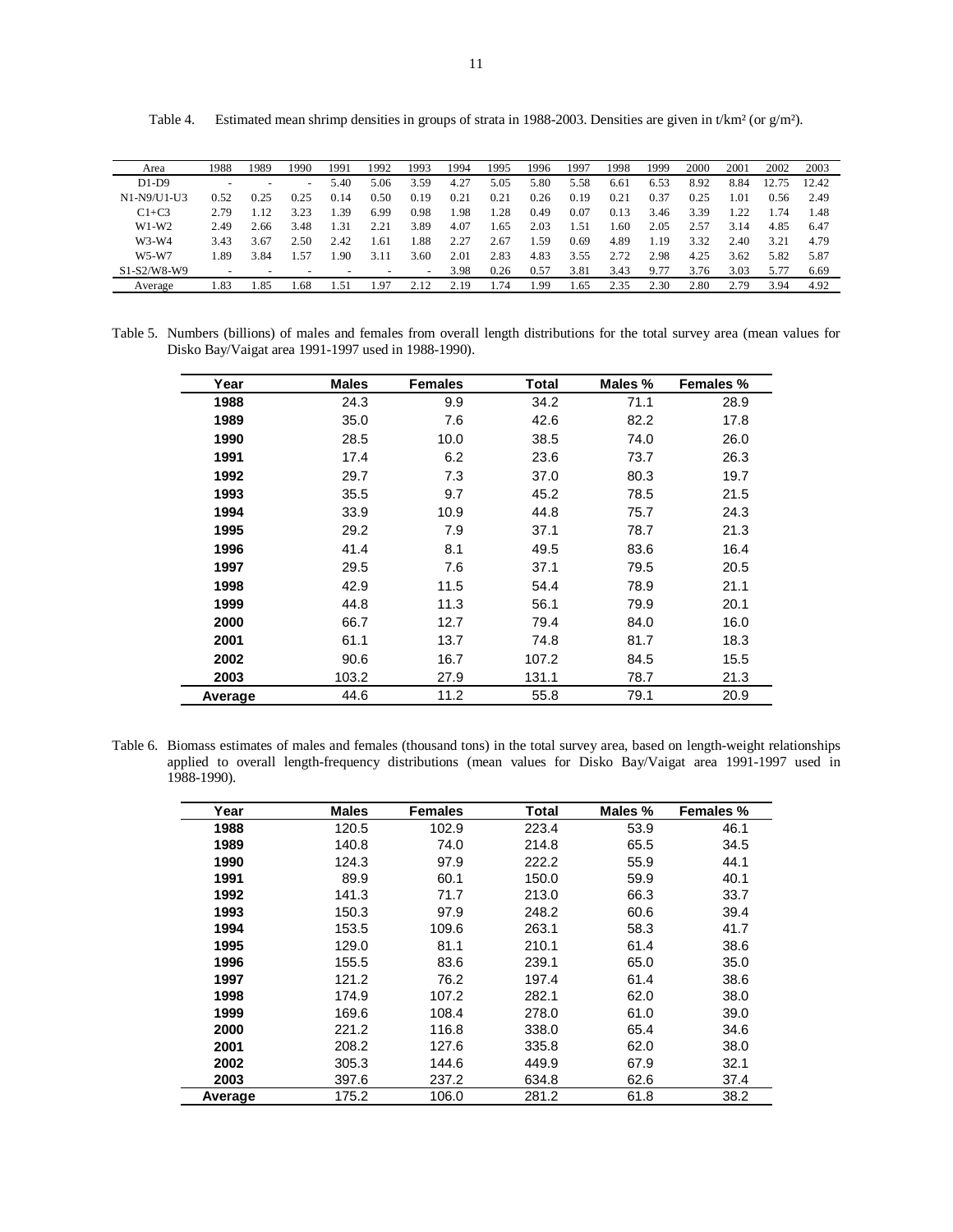Table 4. Estimated mean shrimp densities in groups of strata in 1988-2003. Densities are given in t/km² (or g/m²).

| Area | 1988 | 1989 | 1990 | 1991 | 1992 | 1993 | 1994 | 1995 | 1996 | 1997 | 1998 | 1999 | 2000 | 2001 | 2002 | 2003 |
|---|---|---|---|---|---|---|---|---|---|---|---|---|---|---|---|---|
| D1-D9 | - | - | - | 5.40 | 5.06 | 3.59 | 4.27 | 5.05 | 5.80 | 5.58 | 6.61 | 6.53 | 8.92 | 8.84 | 12.75 | 12.42 |
| N1-N9/U1-U3 | 0.52 | 0.25 | 0.25 | 0.14 | 0.50 | 0.19 | 0.21 | 0.21 | 0.26 | 0.19 | 0.21 | 0.37 | 0.25 | 1.01 | 0.56 | 2.49 |
| C1+C3 | 2.79 | 1.12 | 3.23 | 1.39 | 6.99 | 0.98 | 1.98 | 1.28 | 0.49 | 0.07 | 0.13 | 3.46 | 3.39 | 1.22 | 1.74 | 1.48 |
| W1-W2 | 2.49 | 2.66 | 3.48 | 1.31 | 2.21 | 3.89 | 4.07 | 1.65 | 2.03 | 1.51 | 1.60 | 2.05 | 2.57 | 3.14 | 4.85 | 6.47 |
| W3-W4 | 3.43 | 3.67 | 2.50 | 2.42 | 1.61 | 1.88 | 2.27 | 2.67 | 1.59 | 0.69 | 4.89 | 1.19 | 3.32 | 2.40 | 3.21 | 4.79 |
| W5-W7 | 1.89 | 3.84 | 1.57 | 1.90 | 3.11 | 3.60 | 2.01 | 2.83 | 4.83 | 3.55 | 2.72 | 2.98 | 4.25 | 3.62 | 5.82 | 5.87 |
| S1-S2/W8-W9 | - | - | - | - | - | - | 3.98 | 0.26 | 0.57 | 3.81 | 3.43 | 9.77 | 3.76 | 3.03 | 5.77 | 6.69 |
| Average | 1.83 | 1.85 | 1.68 | 1.51 | 1.97 | 2.12 | 2.19 | 1.74 | 1.99 | 1.65 | 2.35 | 2.30 | 2.80 | 2.79 | 3.94 | 4.92 |

Table 5. Numbers (billions) of males and females from overall length distributions for the total survey area (mean values for Disko Bay/Vaigat area 1991-1997 used in 1988-1990).

| Year | Males | Females | Total | Males % | Females % |
|---|---|---|---|---|---|
| **1988** | 24.3 | 9.9 | 34.2 | 71.1 | 28.9 |
| **1989** | 35.0 | 7.6 | 42.6 | 82.2 | 17.8 |
| **1990** | 28.5 | 10.0 | 38.5 | 74.0 | 26.0 |
| **1991** | 17.4 | 6.2 | 23.6 | 73.7 | 26.3 |
| **1992** | 29.7 | 7.3 | 37.0 | 80.3 | 19.7 |
| **1993** | 35.5 | 9.7 | 45.2 | 78.5 | 21.5 |
| **1994** | 33.9 | 10.9 | 44.8 | 75.7 | 24.3 |
| **1995** | 29.2 | 7.9 | 37.1 | 78.7 | 21.3 |
| **1996** | 41.4 | 8.1 | 49.5 | 83.6 | 16.4 |
| **1997** | 29.5 | 7.6 | 37.1 | 79.5 | 20.5 |
| **1998** | 42.9 | 11.5 | 54.4 | 78.9 | 21.1 |
| **1999** | 44.8 | 11.3 | 56.1 | 79.9 | 20.1 |
| **2000** | 66.7 | 12.7 | 79.4 | 84.0 | 16.0 |
| **2001** | 61.1 | 13.7 | 74.8 | 81.7 | 18.3 |
| **2002** | 90.6 | 16.7 | 107.2 | 84.5 | 15.5 |
| **2003** | 103.2 | 27.9 | 131.1 | 78.7 | 21.3 |
| **Average** | 44.6 | 11.2 | 55.8 | 79.1 | 20.9 |

Table 6. Biomass estimates of males and females (thousand tons) in the total survey area, based on length-weight relationships applied to overall length-frequency distributions (mean values for Disko Bay/Vaigat area 1991-1997 used in 1988-1990).

| Year | Males | Females | Total | Males % | Females % |
|---|---|---|---|---|---|
| **1988** | 120.5 | 102.9 | 223.4 | 53.9 | 46.1 |
| **1989** | 140.8 | 74.0 | 214.8 | 65.5 | 34.5 |
| **1990** | 124.3 | 97.9 | 222.2 | 55.9 | 44.1 |
| **1991** | 89.9 | 60.1 | 150.0 | 59.9 | 40.1 |
| **1992** | 141.3 | 71.7 | 213.0 | 66.3 | 33.7 |
| **1993** | 150.3 | 97.9 | 248.2 | 60.6 | 39.4 |
| **1994** | 153.5 | 109.6 | 263.1 | 58.3 | 41.7 |
| **1995** | 129.0 | 81.1 | 210.1 | 61.4 | 38.6 |
| **1996** | 155.5 | 83.6 | 239.1 | 65.0 | 35.0 |
| **1997** | 121.2 | 76.2 | 197.4 | 61.4 | 38.6 |
| **1998** | 174.9 | 107.2 | 282.1 | 62.0 | 38.0 |
| **1999** | 169.6 | 108.4 | 278.0 | 61.0 | 39.0 |
| **2000** | 221.2 | 116.8 | 338.0 | 65.4 | 34.6 |
| **2001** | 208.2 | 127.6 | 335.8 | 62.0 | 38.0 |
| **2002** | 305.3 | 144.6 | 449.9 | 67.9 | 32.1 |
| **2003** | 397.6 | 237.2 | 634.8 | 62.6 | 37.4 |
| **Average** | 175.2 | 106.0 | 281.2 | 61.8 | 38.2 |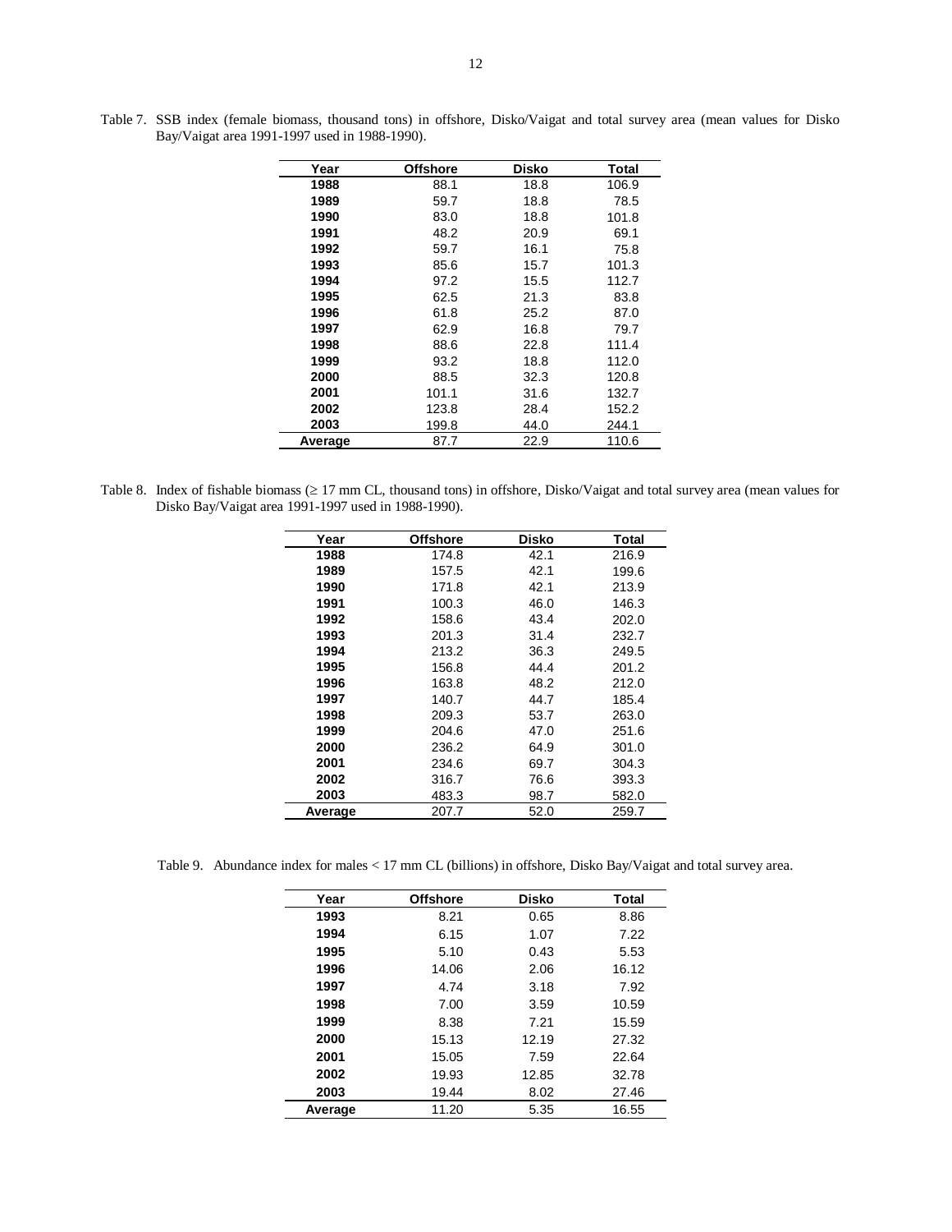Table 7. SSB index (female biomass, thousand tons) in offshore, Disko/Vaigat and total survey area (mean values for Disko Bay/Vaigat area 1991-1997 used in 1988-1990).

| Year | Offshore | Disko | Total |
|---|---|---|---|
| **1988** | 88.1 | 18.8 | 106.9 |
| **1989** | 59.7 | 18.8 | 78.5 |
| **1990** | 83.0 | 18.8 | 101.8 |
| **1991** | 48.2 | 20.9 | 69.1 |
| **1992** | 59.7 | 16.1 | 75.8 |
| **1993** | 85.6 | 15.7 | 101.3 |
| **1994** | 97.2 | 15.5 | 112.7 |
| **1995** | 62.5 | 21.3 | 83.8 |
| **1996** | 61.8 | 25.2 | 87.0 |
| **1997** | 62.9 | 16.8 | 79.7 |
| **1998** | 88.6 | 22.8 | 111.4 |
| **1999** | 93.2 | 18.8 | 112.0 |
| **2000** | 88.5 | 32.3 | 120.8 |
| **2001** | 101.1 | 31.6 | 132.7 |
| **2002** | 123.8 | 28.4 | 152.2 |
| **2003** | 199.8 | 44.0 | 244.1 |
| **Average** | 87.7 | 22.9 | 110.6 |

Table 8. Index of fishable biomass (≥ 17 mm CL, thousand tons) in offshore, Disko/Vaigat and total survey area (mean values for Disko Bay/Vaigat area 1991-1997 used in 1988-1990).

| Year | Offshore | Disko | Total |
|---|---|---|---|
| **1988** | 174.8 | 42.1 | 216.9 |
| **1989** | 157.5 | 42.1 | 199.6 |
| **1990** | 171.8 | 42.1 | 213.9 |
| **1991** | 100.3 | 46.0 | 146.3 |
| **1992** | 158.6 | 43.4 | 202.0 |
| **1993** | 201.3 | 31.4 | 232.7 |
| **1994** | 213.2 | 36.3 | 249.5 |
| **1995** | 156.8 | 44.4 | 201.2 |
| **1996** | 163.8 | 48.2 | 212.0 |
| **1997** | 140.7 | 44.7 | 185.4 |
| **1998** | 209.3 | 53.7 | 263.0 |
| **1999** | 204.6 | 47.0 | 251.6 |
| **2000** | 236.2 | 64.9 | 301.0 |
| **2001** | 234.6 | 69.7 | 304.3 |
| **2002** | 316.7 | 76.6 | 393.3 |
| **2003** | 483.3 | 98.7 | 582.0 |
| **Average** | 207.7 | 52.0 | 259.7 |

Table 9. Abundance index for males < 17 mm CL (billions) in offshore, Disko Bay/Vaigat and total survey area.

| Year | Offshore | Disko | Total |
|---|---|---|---|
| **1993** | 8.21 | 0.65 | 8.86 |
| **1994** | 6.15 | 1.07 | 7.22 |
| **1995** | 5.10 | 0.43 | 5.53 |
| **1996** | 14.06 | 2.06 | 16.12 |
| **1997** | 4.74 | 3.18 | 7.92 |
| **1998** | 7.00 | 3.59 | 10.59 |
| **1999** | 8.38 | 7.21 | 15.59 |
| **2000** | 15.13 | 12.19 | 27.32 |
| **2001** | 15.05 | 7.59 | 22.64 |
| **2002** | 19.93 | 12.85 | 32.78 |
| **2003** | 19.44 | 8.02 | 27.46 |
| **Average** | 11.20 | 5.35 | 16.55 |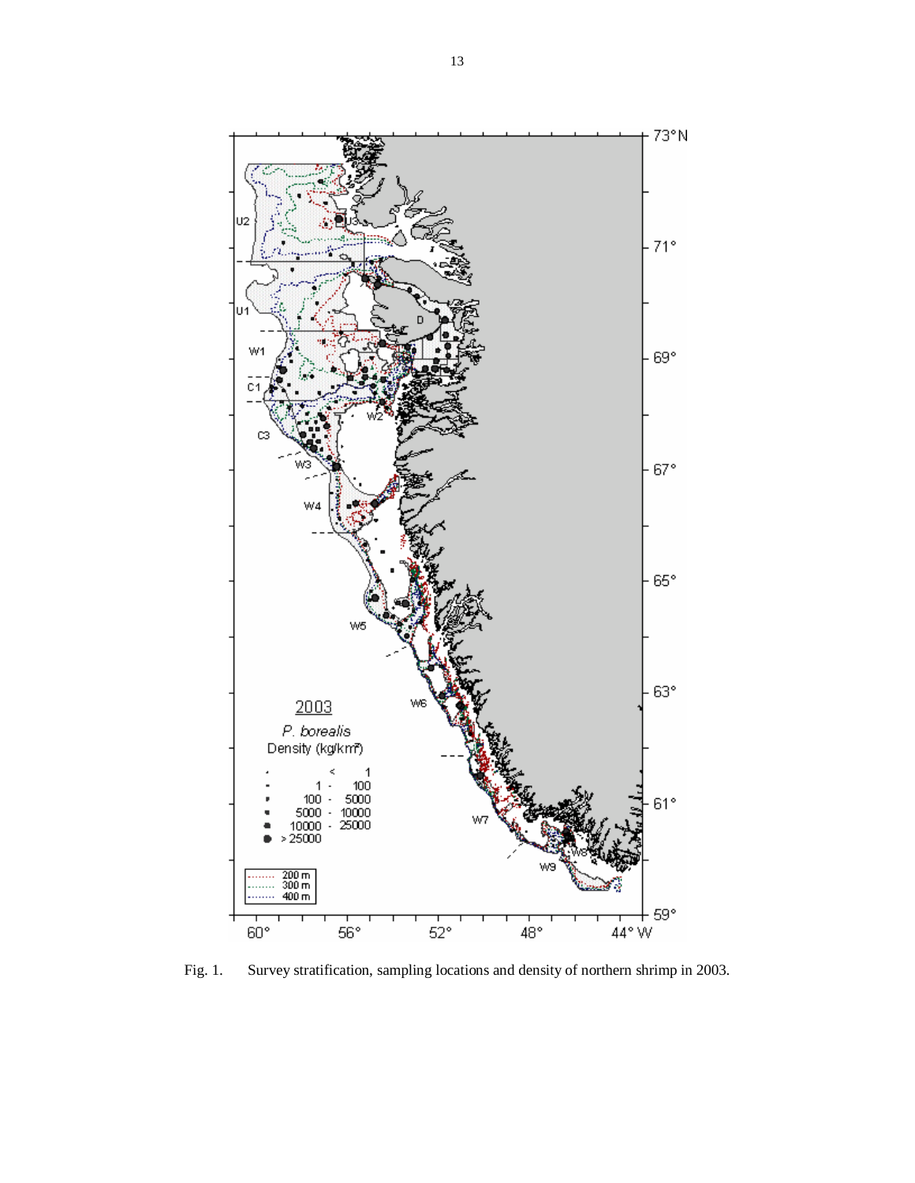Fig. 1. Survey stratification, sampling locations and density of northern shrimp in 2003.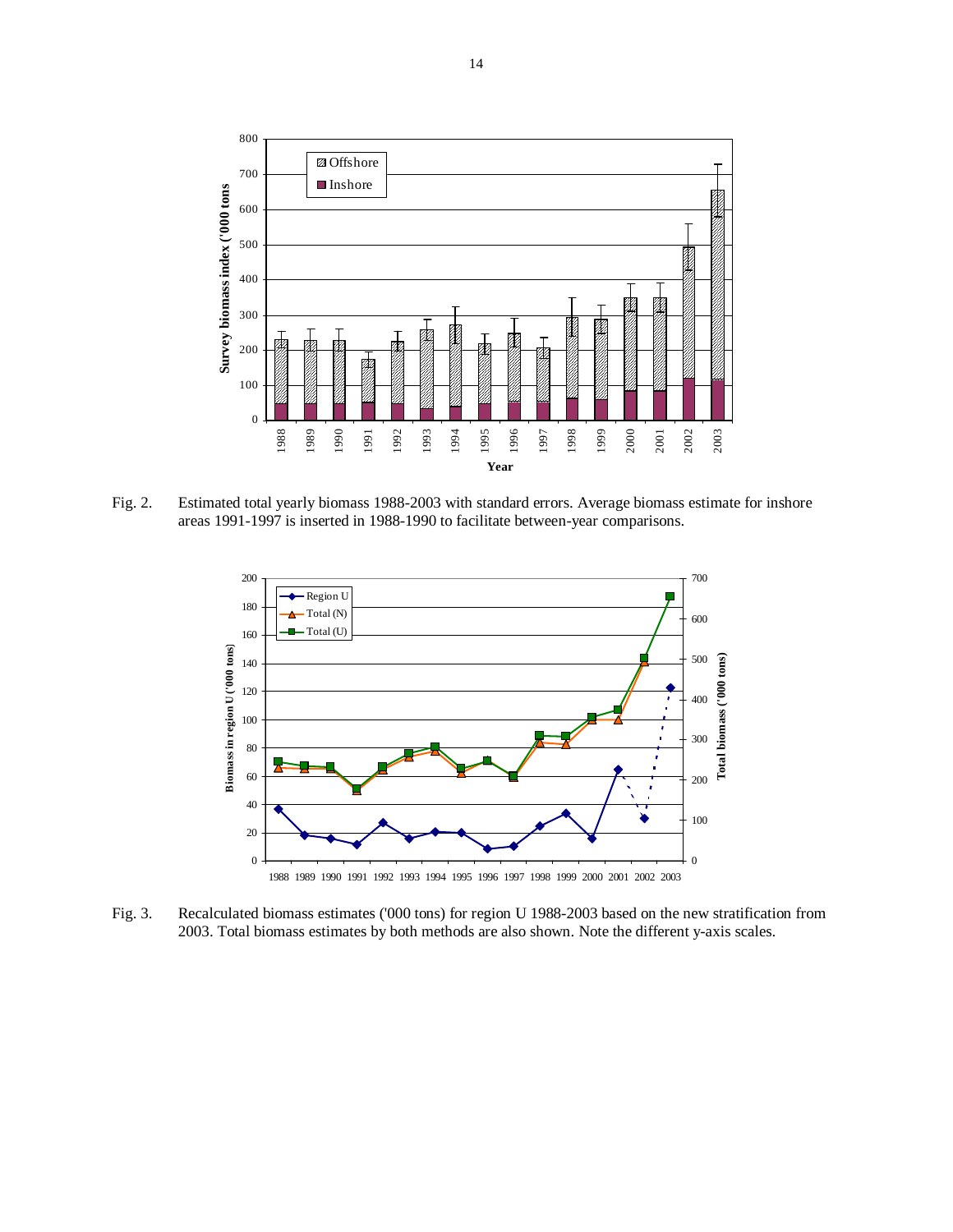Fig. 2. Estimated total yearly biomass 1988-2003 with standard errors. Average biomass estimate for inshore areas 1991-1997 is inserted in 1988-1990 to facilitate between-year comparisons.

Fig. 3. Recalculated biomass estimates ('000 tons) for region U 1988-2003 based on the new stratification from 2003. Total biomass estimates by both methods are also shown. Note the different y-axis scales.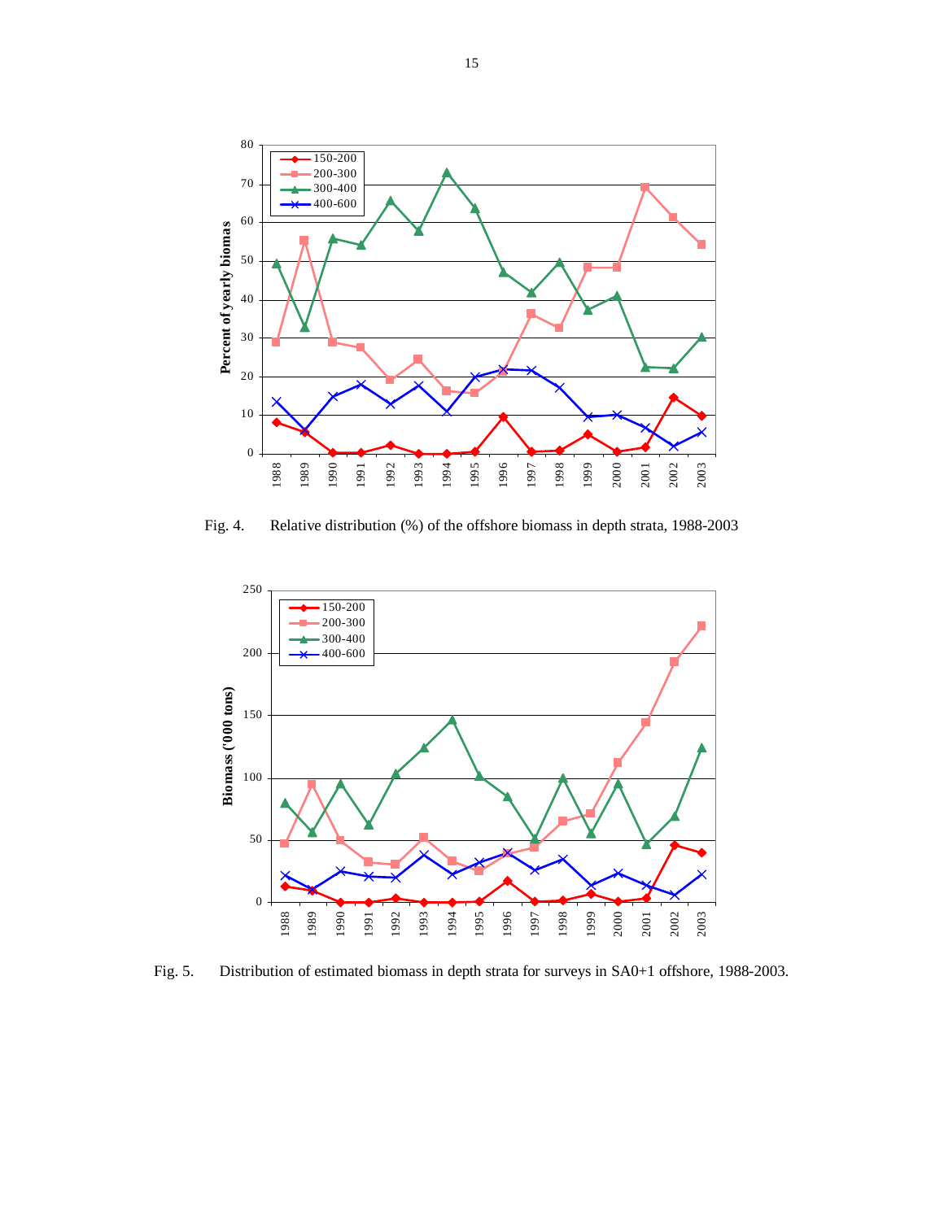Fig. 4. Relative distribution (%) of the offshore biomass in depth strata, 1988-2003

Fig. 5. Distribution of estimated biomass in depth strata for surveys in SA0+1 offshore, 1988-2003.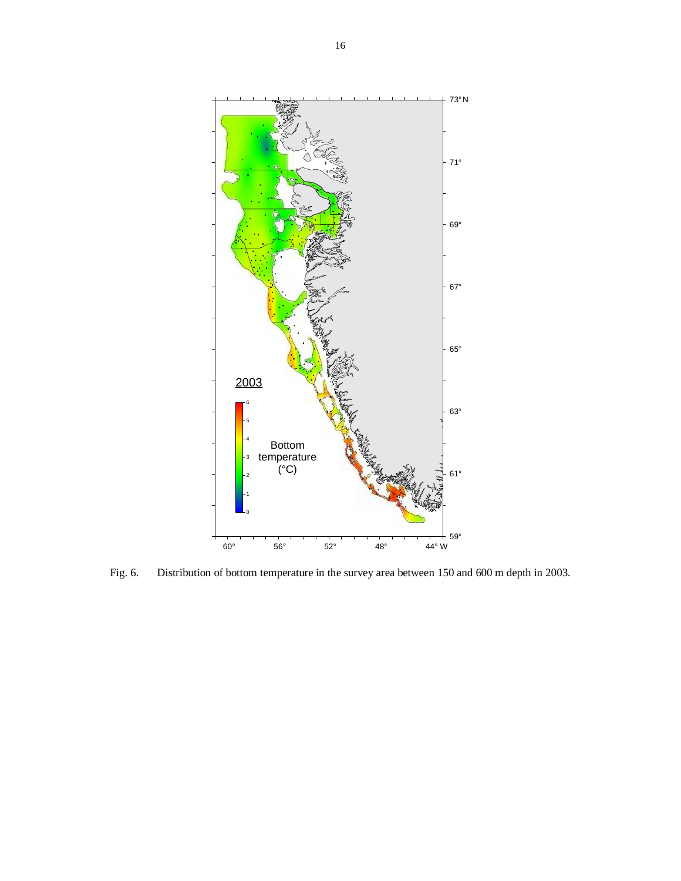Fig. 6. Distribution of bottom temperature in the survey area between 150 and 600 m depth in 2003.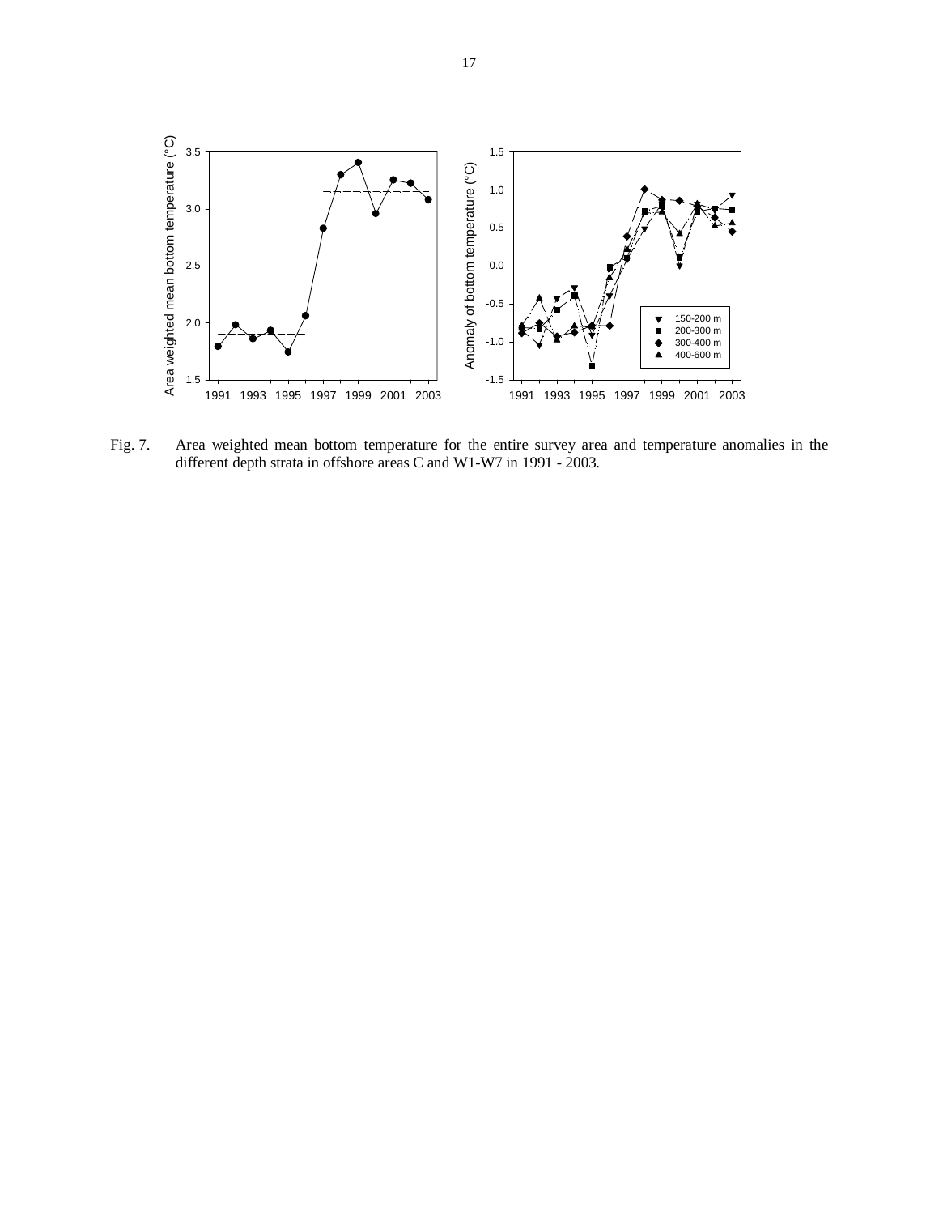Fig. 7. Area weighted mean bottom temperature for the entire survey area and temperature anomalies in the different depth strata in offshore areas C and W1-W7 in 1991 - 2003.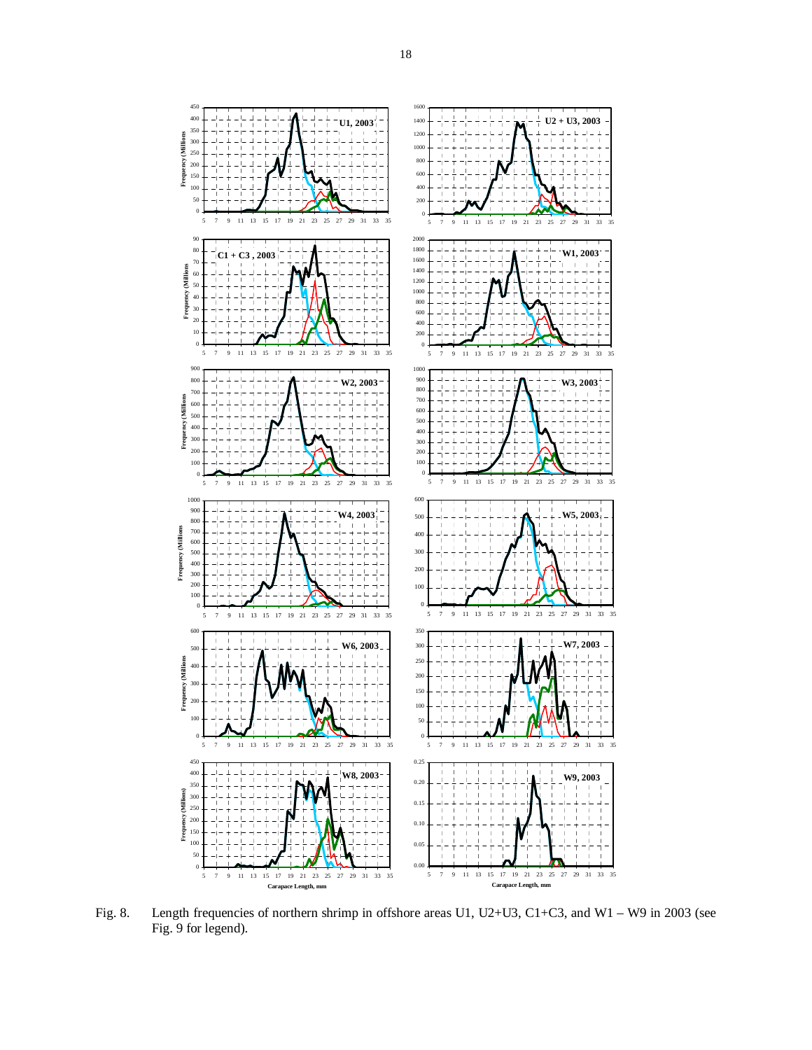Fig. 8. Length frequencies of northern shrimp in offshore areas U1, U2+U3, C1+C3, and W1 – W9 in 2003 (see Fig. 9 for legend).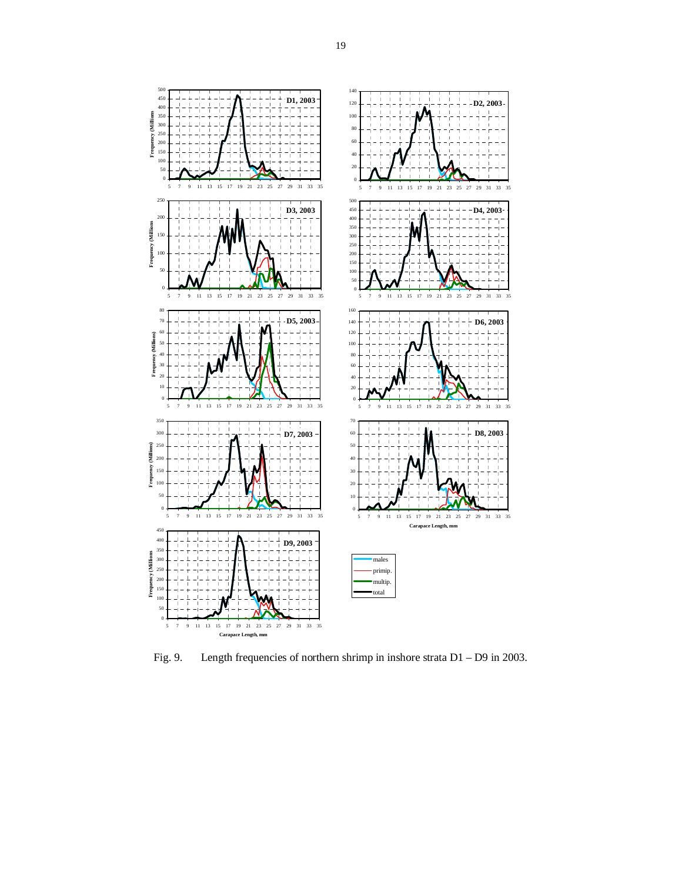Fig. 9. Length frequencies of northern shrimp in inshore strata D1 – D9 in 2003.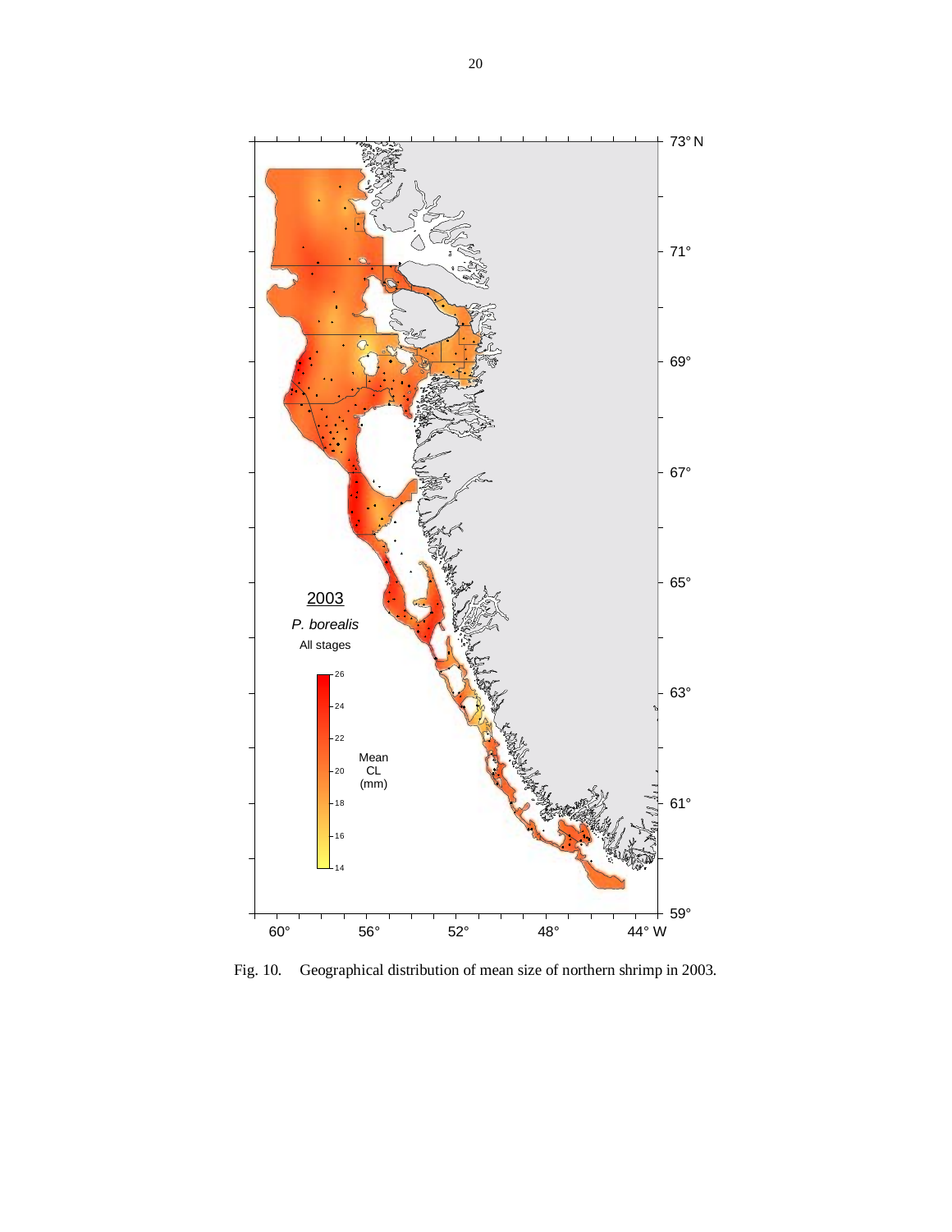Fig. 10. Geographical distribution of mean size of northern shrimp in 2003.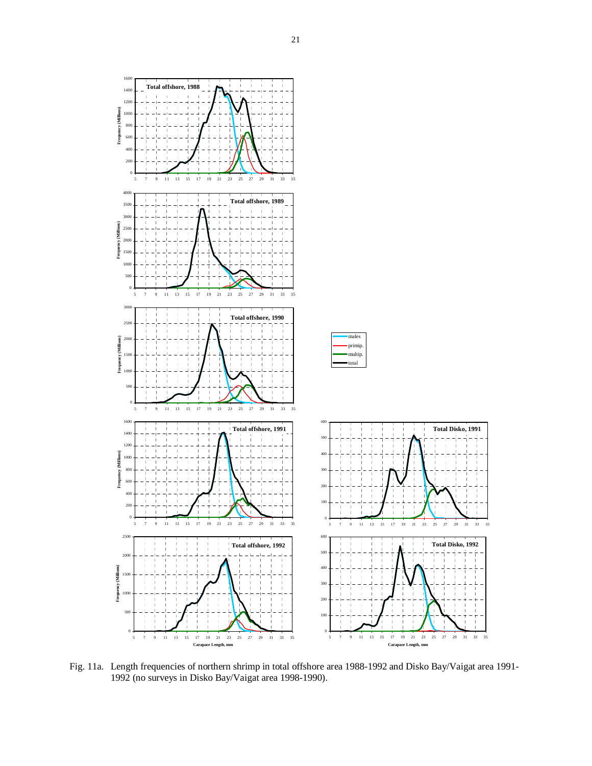Fig. 11a. Length frequencies of northern shrimp in total offshore area 1988-1992 and Disko Bay/Vaigat area 1991-1992 (no surveys in Disko Bay/Vaigat area 1998-1990).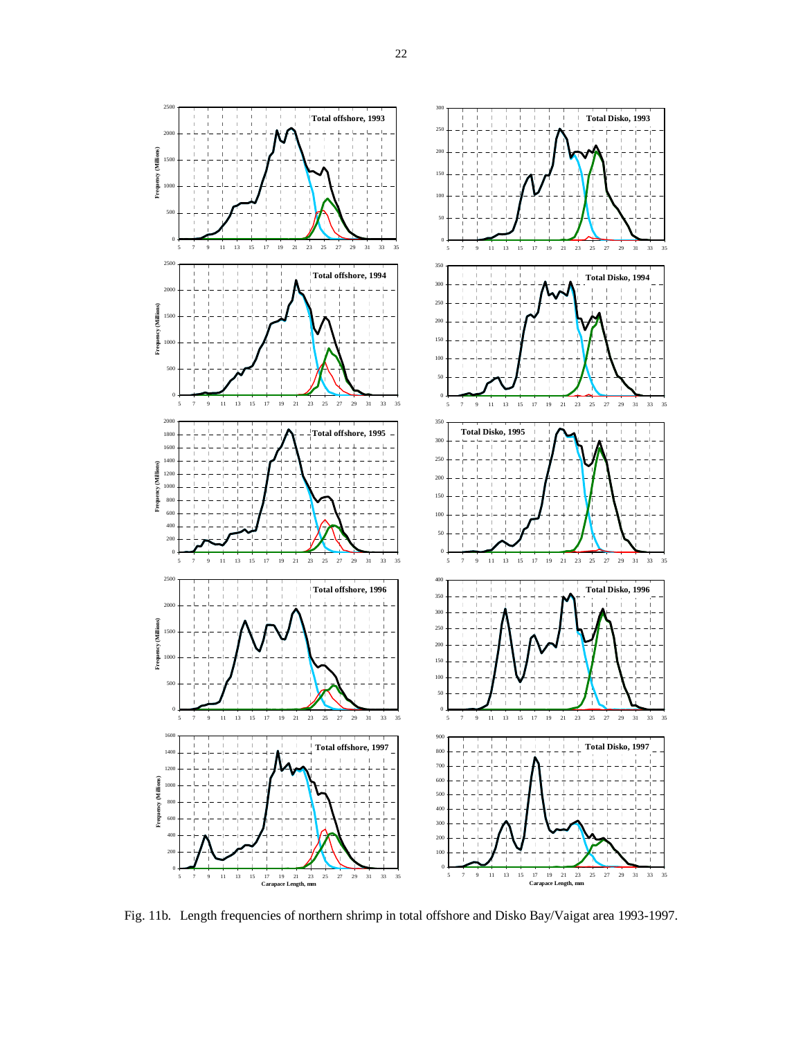Fig. 11b. Length frequencies of northern shrimp in total offshore and Disko Bay/Vaigat area 1993-1997.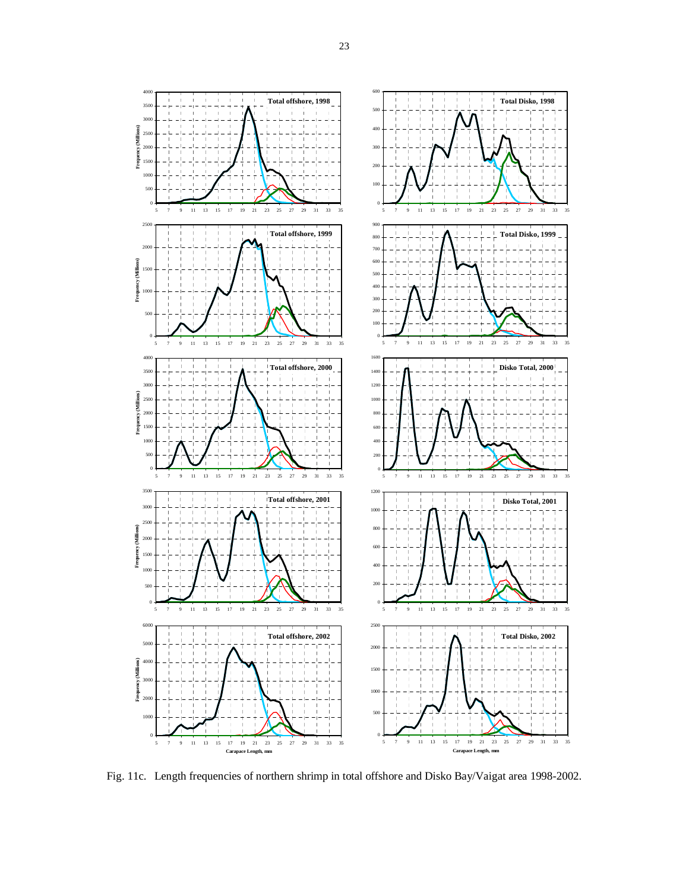Fig. 11c. Length frequencies of northern shrimp in total offshore and Disko Bay/Vaigat area 1998-2002.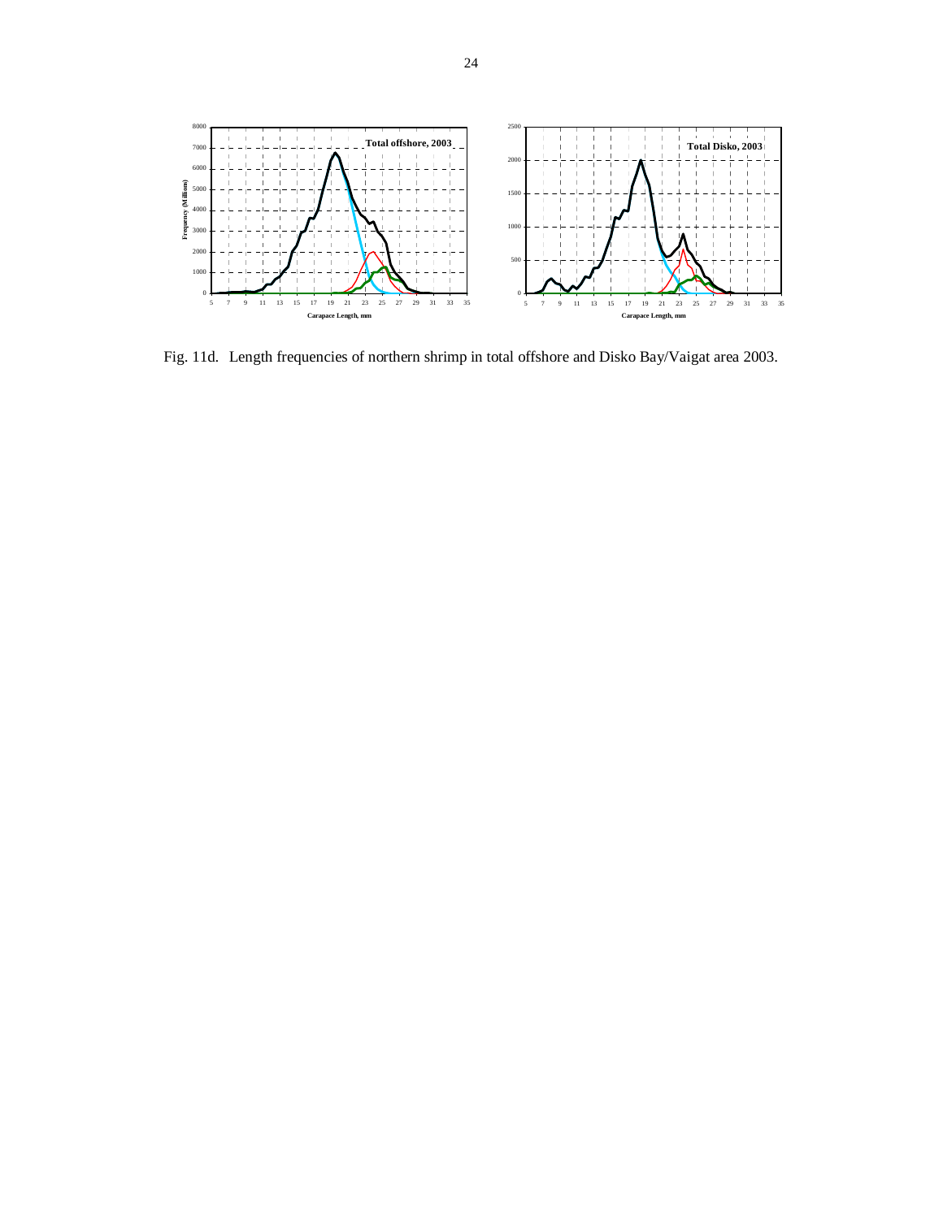Fig. 11d. Length frequencies of northern shrimp in total offshore and Disko Bay/Vaigat area 2003.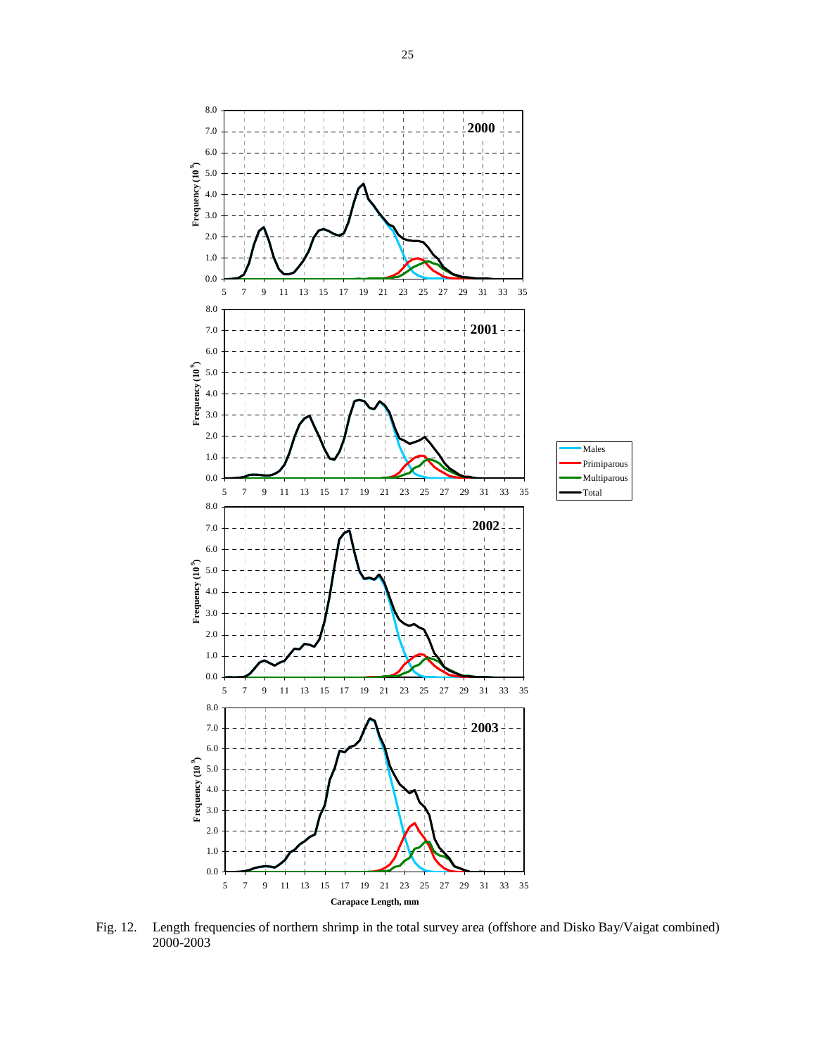Fig. 12. Length frequencies of northern shrimp in the total survey area (offshore and Disko Bay/Vaigat combined) 2000-2003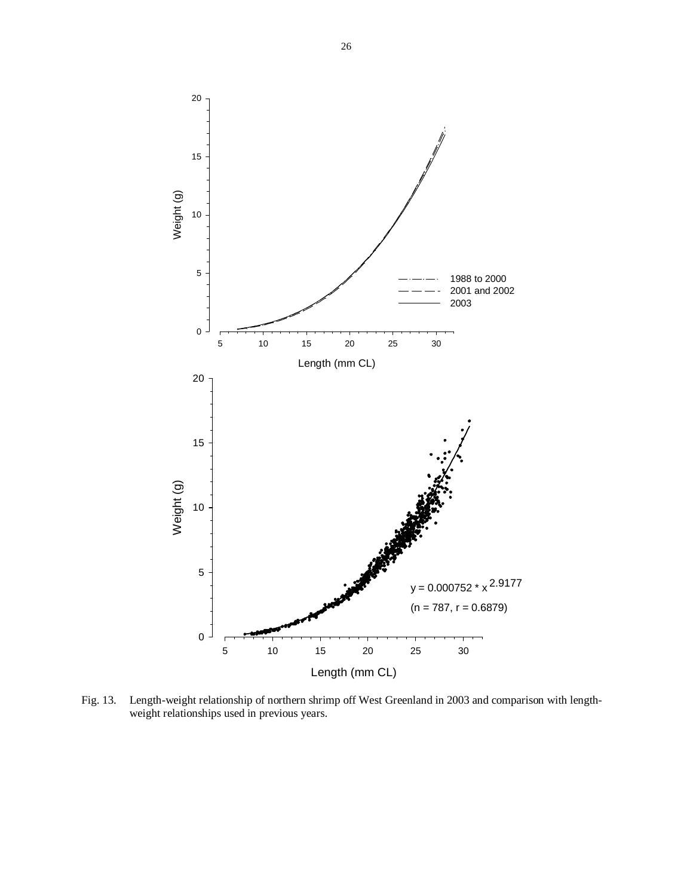Weight (g)

20

15

10

5

0

5 10 15 20 25 30

Length (mm CL)

1988 to 2000

2001 and 2002

2003

Weight (g)

20

15

10

5

0

5 10 15 20 25 30

Length (mm CL)

$y = 0.000752 * x^{2.9177}$

(n = 787, r = 0.6879)

Fig. 13. Length-weight relationship of northern shrimp off West Greenland in 2003 and comparison with length-weight relationships used in previous years.